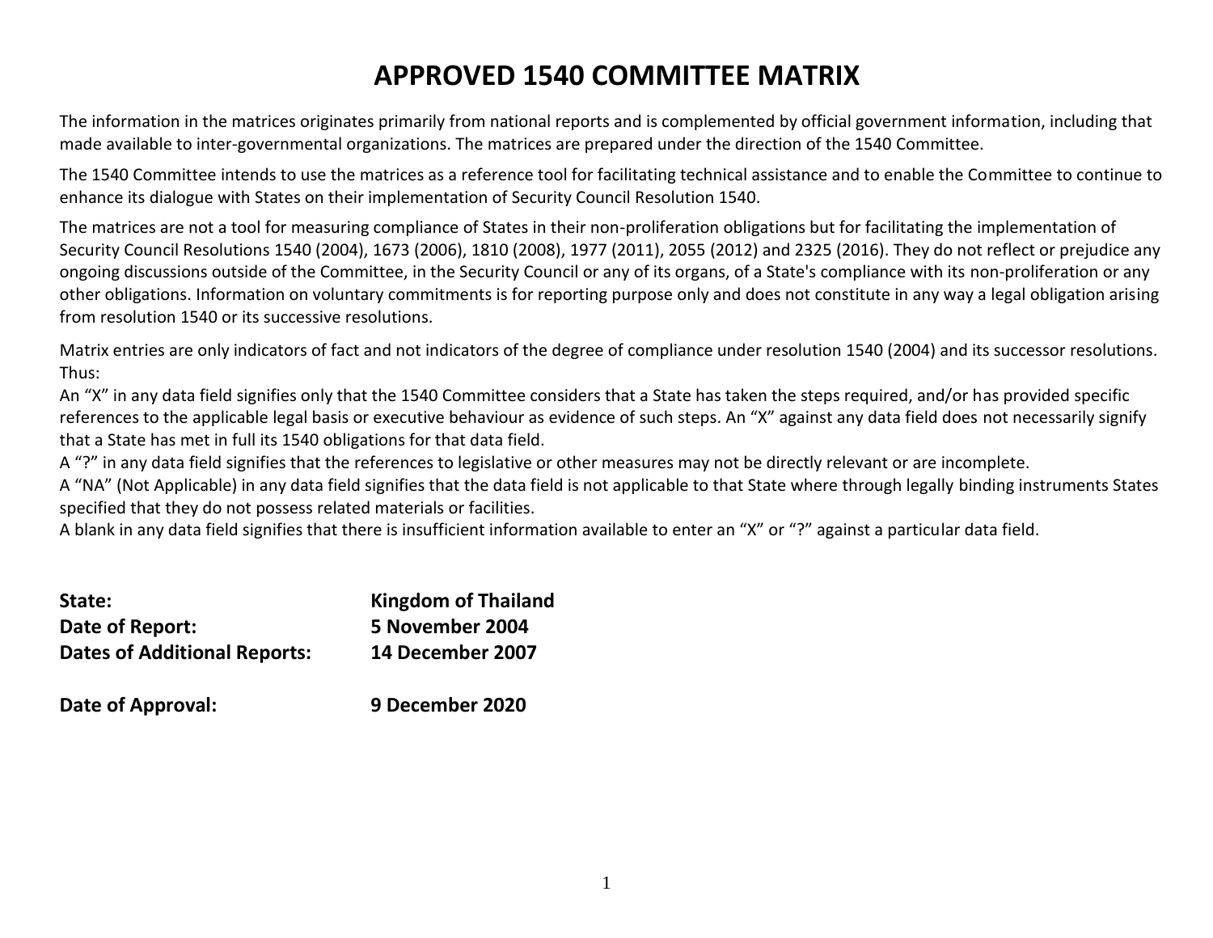# APPROVED 1540 COMMITTEE MATRIX

The information in the matrices originates primarily from national reports and is complemented by official government information, including that made available to inter-governmental organizations. The matrices are prepared under the direction of the 1540 Committee.

The 1540 Committee intends to use the matrices as a reference tool for facilitating technical assistance and to enable the Committee to continue to enhance its dialogue with States on their implementation of Security Council Resolution 1540.

The matrices are not a tool for measuring compliance of States in their non-proliferation obligations but for facilitating the implementation of Security Council Resolutions 1540 (2004), 1673 (2006), 1810 (2008), 1977 (2011), 2055 (2012) and 2325 (2016). They do not reflect or prejudice any ongoing discussions outside of the Committee, in the Security Council or any of its organs, of a State's compliance with its non-proliferation or any other obligations. Information on voluntary commitments is for reporting purpose only and does not constitute in any way a legal obligation arising from resolution 1540 or its successive resolutions.

Matrix entries are only indicators of fact and not indicators of the degree of compliance under resolution 1540 (2004) and its successor resolutions. Thus:

An "X" in any data field signifies only that the 1540 Committee considers that a State has taken the steps required, and/or has provided specific references to the applicable legal basis or executive behaviour as evidence of such steps. An "X" against any data field does not necessarily signify that a State has met in full its 1540 obligations for that data field.

A "?" in any data field signifies that the references to legislative or other measures may not be directly relevant or are incomplete.

A "NA" (Not Applicable) in any data field signifies that the data field is not applicable to that State where through legally binding instruments States specified that they do not possess related materials or facilities.

A blank in any data field signifies that there is insufficient information available to enter an "X" or "?" against a particular data field.

**State:** **Kingdom of Thailand**

**Date of Report:** **5 November 2004**

**Dates of Additional Reports:** **14 December 2007**

**Date of Approval:** **9 December 2020**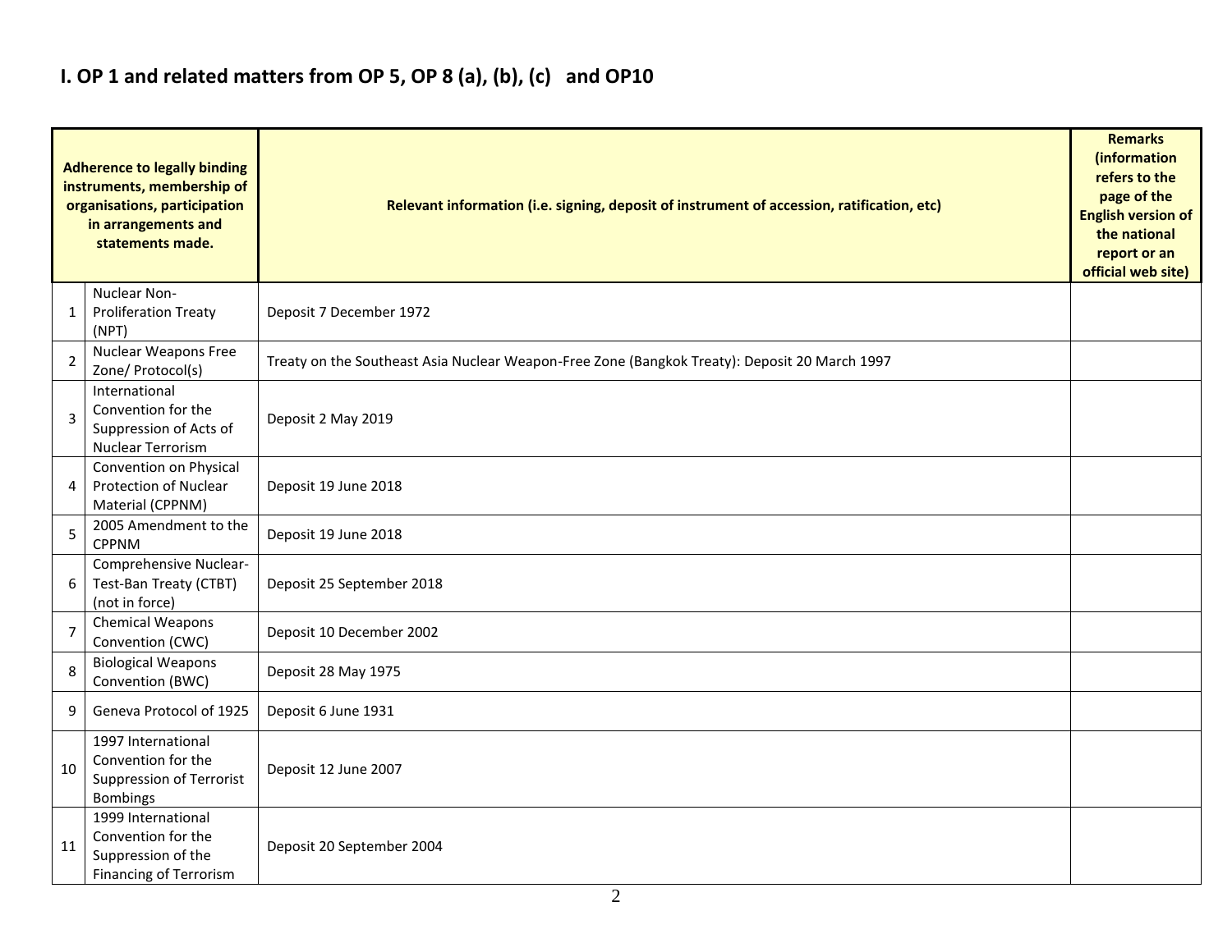# I. OP 1 and related matters from OP 5, OP 8 (a), (b), (c) and OP10

| | Adherence to legally binding instruments, membership of organisations, participation in arrangements and statements made. | Relevant information (i.e. signing, deposit of instrument of accession, ratification, etc) | Remarks (information refers to the page of the English version of the national report or an official web site) |
|---|---|---|---|
| 1 | Nuclear Non-Proliferation Treaty (NPT) | Deposit 7 December 1972 | |
| 2 | Nuclear Weapons Free Zone/ Protocol(s) | Treaty on the Southeast Asia Nuclear Weapon-Free Zone (Bangkok Treaty): Deposit 20 March 1997 | |
| 3 | International Convention for the Suppression of Acts of Nuclear Terrorism | Deposit 2 May 2019 | |
| 4 | Convention on Physical Protection of Nuclear Material (CPPNM) | Deposit 19 June 2018 | |
| 5 | 2005 Amendment to the CPPNM | Deposit 19 June 2018 | |
| 6 | Comprehensive Nuclear-Test-Ban Treaty (CTBT) (not in force) | Deposit 25 September 2018 | |
| 7 | Chemical Weapons Convention (CWC) | Deposit 10 December 2002 | |
| 8 | Biological Weapons Convention (BWC) | Deposit 28 May 1975 | |
| 9 | Geneva Protocol of 1925 | Deposit 6 June 1931 | |
| 10 | 1997 International Convention for the Suppression of Terrorist Bombings | Deposit 12 June 2007 | |
| 11 | 1999 International Convention for the Suppression of the Financing of Terrorism | Deposit 20 September 2004 | |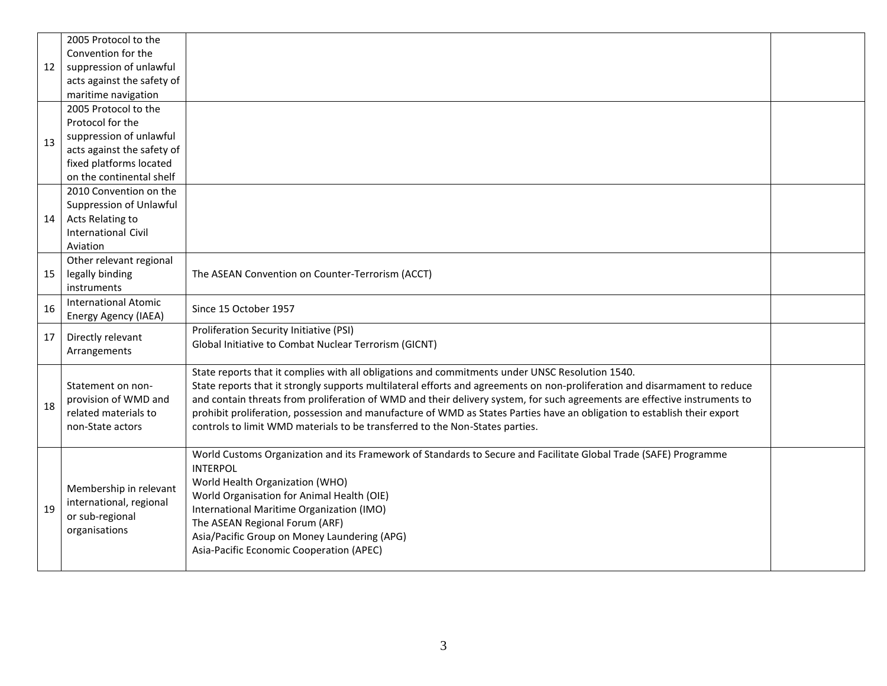| | | | |
|---|---|---|---|
| 12 | 2005 Protocol to the Convention for the suppression of unlawful acts against the safety of maritime navigation | | |
| 13 | 2005 Protocol to the Protocol for the suppression of unlawful acts against the safety of fixed platforms located on the continental shelf | | |
| 14 | 2010 Convention on the Suppression of Unlawful Acts Relating to International Civil Aviation | | |
| 15 | Other relevant regional legally binding instruments | The ASEAN Convention on Counter-Terrorism (ACCT) | |
| 16 | International Atomic Energy Agency (IAEA) | Since 15 October 1957 | |
| 17 | Directly relevant Arrangements | Proliferation Security Initiative (PSI)<br>Global Initiative to Combat Nuclear Terrorism (GICNT) | |
| 18 | Statement on non-provision of WMD and related materials to non-State actors | State reports that it complies with all obligations and commitments under UNSC Resolution 1540.<br>State reports that it strongly supports multilateral efforts and agreements on non-proliferation and disarmament to reduce and contain threats from proliferation of WMD and their delivery system, for such agreements are effective instruments to prohibit proliferation, possession and manufacture of WMD as States Parties have an obligation to establish their export controls to limit WMD materials to be transferred to the Non-States parties. | |
| 19 | Membership in relevant international, regional or sub-regional organisations | World Customs Organization and its Framework of Standards to Secure and Facilitate Global Trade (SAFE) Programme<br>INTERPOL<br>World Health Organization (WHO)<br>World Organisation for Animal Health (OIE)<br>International Maritime Organization (IMO)<br>The ASEAN Regional Forum (ARF)<br>Asia/Pacific Group on Money Laundering (APG)<br>Asia-Pacific Economic Cooperation (APEC) | |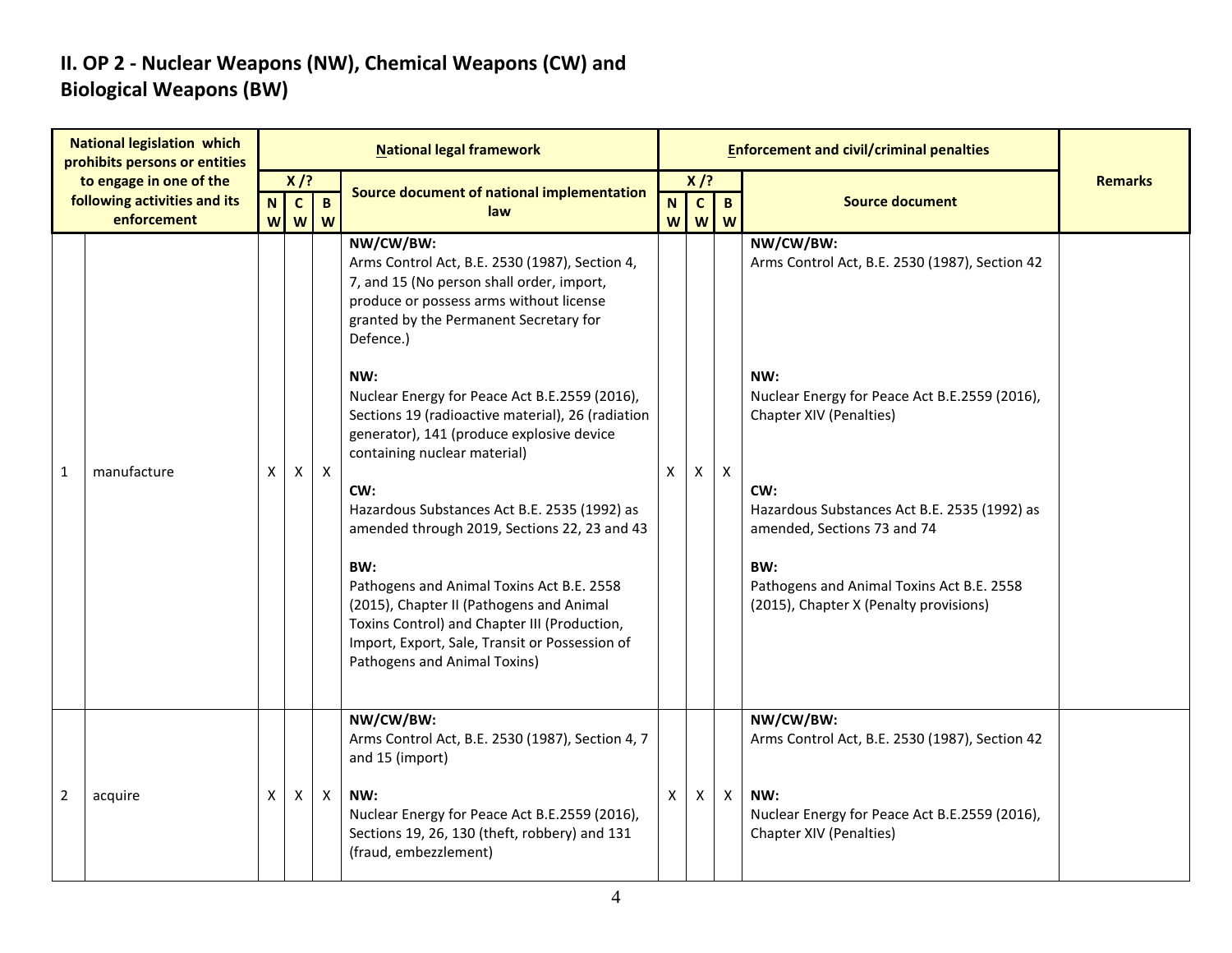## II. OP 2 - Nuclear Weapons (NW), Chemical Weapons (CW) and Biological Weapons (BW)

| National legislation which prohibits persons or entities to engage in one of the following activities and its enforcement | | National legal framework | | | | Enforcement and civil/criminal penalties | | | | Remarks |
|---|---|---|---|---|---|---|---|---|---|---|
| | | X /? | | | Source document of national implementation law | X /? | | | Source document | |
| | | NW | CW | BW | | NW | CW | BW | | |
| 1 | manufacture | X | X | X | **NW/CW/BW:**<br>Arms Control Act, B.E. 2530 (1987), Section 4, 7, and 15 (No person shall order, import, produce or possess arms without license granted by the Permanent Secretary for Defence.)<br><br>**NW:**<br>Nuclear Energy for Peace Act B.E.2559 (2016), Sections 19 (radioactive material), 26 (radiation generator), 141 (produce explosive device containing nuclear material)<br><br>**CW:**<br>Hazardous Substances Act B.E. 2535 (1992) as amended through 2019, Sections 22, 23 and 43<br><br>**BW:**<br>Pathogens and Animal Toxins Act B.E. 2558 (2015), Chapter II (Pathogens and Animal Toxins Control) and Chapter III (Production, Import, Export, Sale, Transit or Possession of Pathogens and Animal Toxins) | X | X | X | **NW/CW/BW:**<br>Arms Control Act, B.E. 2530 (1987), Section 42<br><br>**NW:**<br>Nuclear Energy for Peace Act B.E.2559 (2016), Chapter XIV (Penalties)<br><br>**CW:**<br>Hazardous Substances Act B.E. 2535 (1992) as amended, Sections 73 and 74<br><br>**BW:**<br>Pathogens and Animal Toxins Act B.E. 2558 (2015), Chapter X (Penalty provisions) | |
| 2 | acquire | X | X | X | **NW/CW/BW:**<br>Arms Control Act, B.E. 2530 (1987), Section 4, 7 and 15 (import)<br><br>**NW:**<br>Nuclear Energy for Peace Act B.E.2559 (2016), Sections 19, 26, 130 (theft, robbery) and 131 (fraud, embezzlement) | X | X | X | **NW/CW/BW:**<br>Arms Control Act, B.E. 2530 (1987), Section 42<br><br>**NW:**<br>Nuclear Energy for Peace Act B.E.2559 (2016), Chapter XIV (Penalties) | |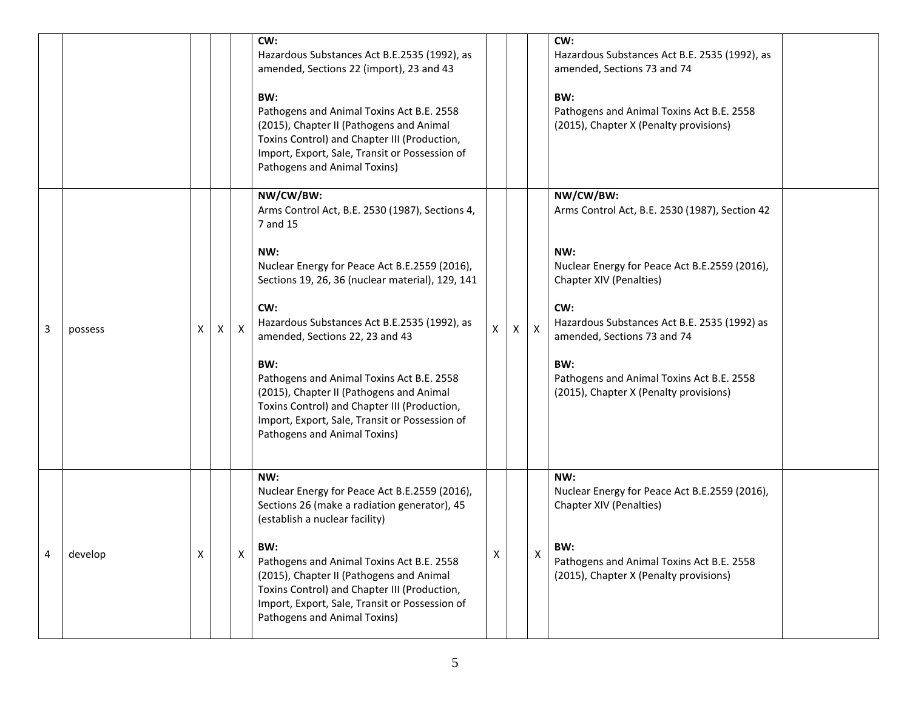| | | | | | | | | | | |
|---|---|---|---|---|---|---|---|---|---|---|
| | | | | | **CW:**<br>Hazardous Substances Act B.E.2535 (1992), as amended, Sections 22 (import), 23 and 43<br><br>**BW:**<br>Pathogens and Animal Toxins Act B.E. 2558 (2015), Chapter II (Pathogens and Animal Toxins Control) and Chapter III (Production, Import, Export, Sale, Transit or Possession of Pathogens and Animal Toxins) | | | | **CW:**<br>Hazardous Substances Act B.E. 2535 (1992), as amended, Sections 73 and 74<br><br>**BW:**<br>Pathogens and Animal Toxins Act B.E. 2558 (2015), Chapter X (Penalty provisions) | |
| 3 | possess | X | X | X | **NW/CW/BW:**<br>Arms Control Act, B.E. 2530 (1987), Sections 4, 7 and 15<br><br>**NW:**<br>Nuclear Energy for Peace Act B.E.2559 (2016), Sections 19, 26, 36 (nuclear material), 129, 141<br><br>**CW:**<br>Hazardous Substances Act B.E.2535 (1992), as amended, Sections 22, 23 and 43<br><br>**BW:**<br>Pathogens and Animal Toxins Act B.E. 2558 (2015), Chapter II (Pathogens and Animal Toxins Control) and Chapter III (Production, Import, Export, Sale, Transit or Possession of Pathogens and Animal Toxins) | X | X | X | **NW/CW/BW:**<br>Arms Control Act, B.E. 2530 (1987), Section 42<br><br>**NW:**<br>Nuclear Energy for Peace Act B.E.2559 (2016), Chapter XIV (Penalties)<br><br>**CW:**<br>Hazardous Substances Act B.E. 2535 (1992) as amended, Sections 73 and 74<br><br>**BW:**<br>Pathogens and Animal Toxins Act B.E. 2558 (2015), Chapter X (Penalty provisions) | |
| 4 | develop | X | | X | **NW:**<br>Nuclear Energy for Peace Act B.E.2559 (2016), Sections 26 (make a radiation generator), 45 (establish a nuclear facility)<br><br>**BW:**<br>Pathogens and Animal Toxins Act B.E. 2558 (2015), Chapter II (Pathogens and Animal Toxins Control) and Chapter III (Production, Import, Export, Sale, Transit or Possession of Pathogens and Animal Toxins) | X | | X | **NW:**<br>Nuclear Energy for Peace Act B.E.2559 (2016), Chapter XIV (Penalties)<br><br>**BW:**<br>Pathogens and Animal Toxins Act B.E. 2558 (2015), Chapter X (Penalty provisions) | |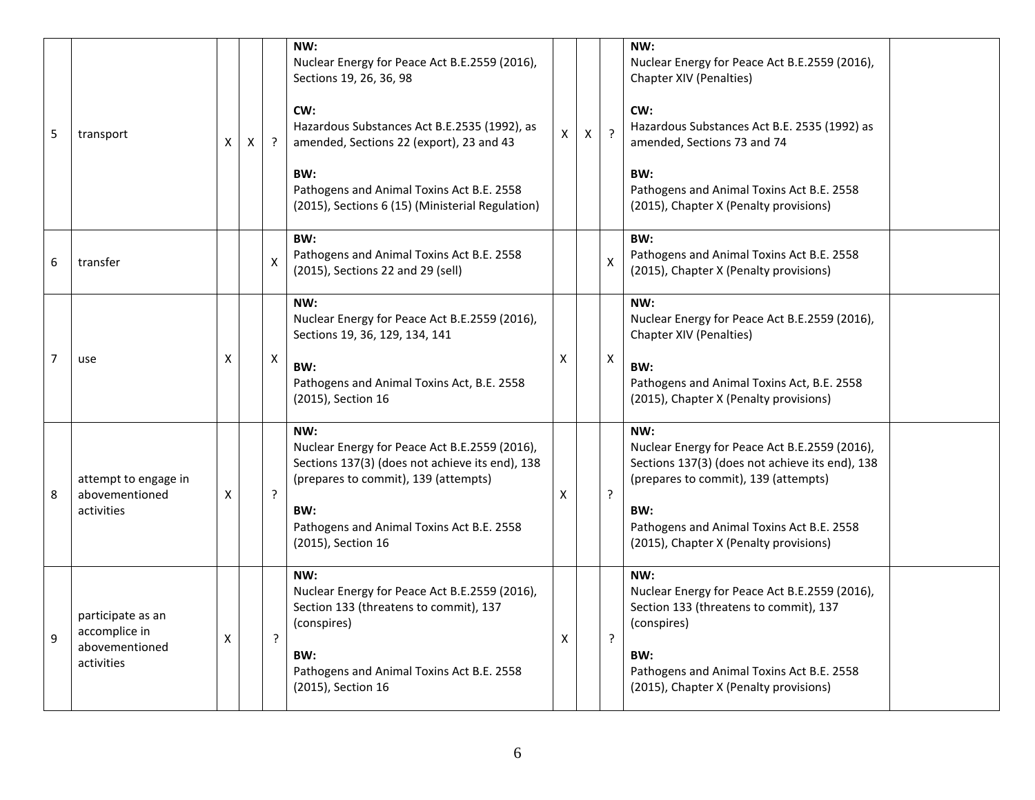| | | | | | | | | | | |
|---|---|---|---|---|---|---|---|---|---|---|
| 5 | transport | X | X | ? | **NW:**<br>Nuclear Energy for Peace Act B.E.2559 (2016), Sections 19, 26, 36, 98<br><br>**CW:**<br>Hazardous Substances Act B.E.2535 (1992), as amended, Sections 22 (export), 23 and 43<br><br>**BW:**<br>Pathogens and Animal Toxins Act B.E. 2558 (2015), Sections 6 (15) (Ministerial Regulation) | X | X | ? | **NW:**<br>Nuclear Energy for Peace Act B.E.2559 (2016), Chapter XIV (Penalties)<br><br>**CW:**<br>Hazardous Substances Act B.E. 2535 (1992) as amended, Sections 73 and 74<br><br>**BW:**<br>Pathogens and Animal Toxins Act B.E. 2558 (2015), Chapter X (Penalty provisions) | |
| 6 | transfer | | | X | **BW:**<br>Pathogens and Animal Toxins Act B.E. 2558 (2015), Sections 22 and 29 (sell) | | | X | **BW:**<br>Pathogens and Animal Toxins Act B.E. 2558 (2015), Chapter X (Penalty provisions) | |
| 7 | use | X | | X | **NW:**<br>Nuclear Energy for Peace Act B.E.2559 (2016), Sections 19, 36, 129, 134, 141<br><br>**BW:**<br>Pathogens and Animal Toxins Act, B.E. 2558 (2015), Section 16 | X | | X | **NW:**<br>Nuclear Energy for Peace Act B.E.2559 (2016), Chapter XIV (Penalties)<br><br>**BW:**<br>Pathogens and Animal Toxins Act, B.E. 2558 (2015), Chapter X (Penalty provisions) | |
| 8 | attempt to engage in abovementioned activities | X | | ? | **NW:**<br>Nuclear Energy for Peace Act B.E.2559 (2016), Sections 137(3) (does not achieve its end), 138 (prepares to commit), 139 (attempts)<br><br>**BW:**<br>Pathogens and Animal Toxins Act B.E. 2558 (2015), Section 16 | X | | ? | **NW:**<br>Nuclear Energy for Peace Act B.E.2559 (2016), Sections 137(3) (does not achieve its end), 138 (prepares to commit), 139 (attempts)<br><br>**BW:**<br>Pathogens and Animal Toxins Act B.E. 2558 (2015), Chapter X (Penalty provisions) | |
| 9 | participate as an accomplice in abovementioned activities | X | | ? | **NW:**<br>Nuclear Energy for Peace Act B.E.2559 (2016), Section 133 (threatens to commit), 137 (conspires)<br><br>**BW:**<br>Pathogens and Animal Toxins Act B.E. 2558 (2015), Section 16 | X | | ? | **NW:**<br>Nuclear Energy for Peace Act B.E.2559 (2016), Section 133 (threatens to commit), 137 (conspires)<br><br>**BW:**<br>Pathogens and Animal Toxins Act B.E. 2558 (2015), Chapter X (Penalty provisions) | |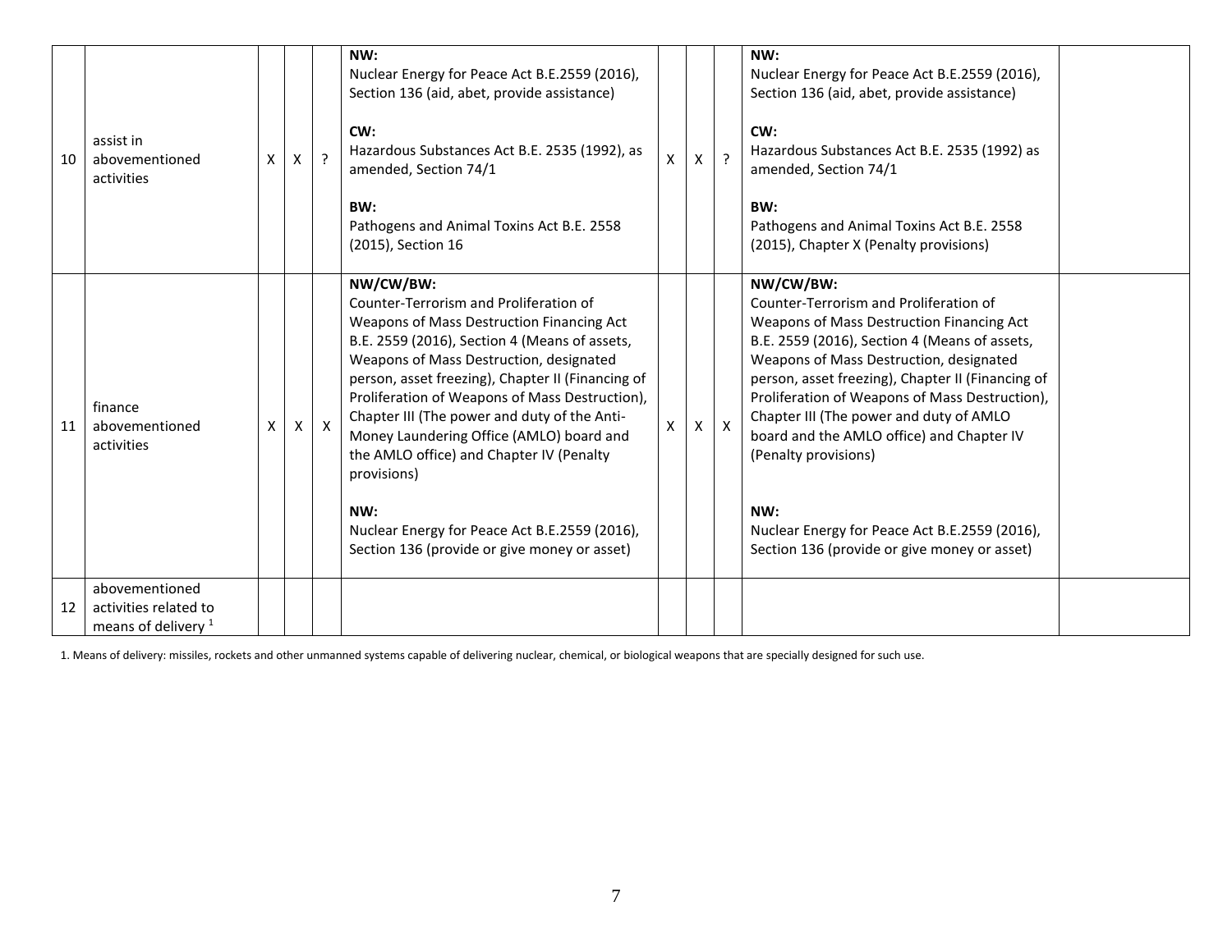| | | | | | | | | | | |
|---|---|---|---|---|---|---|---|---|---|---|
| 10 | assist in abovementioned activities | X | X | ? | **NW:**<br>Nuclear Energy for Peace Act B.E.2559 (2016), Section 136 (aid, abet, provide assistance)<br><br>**CW:**<br>Hazardous Substances Act B.E. 2535 (1992), as amended, Section 74/1<br><br>**BW:**<br>Pathogens and Animal Toxins Act B.E. 2558 (2015), Section 16 | X | X | ? | **NW:**<br>Nuclear Energy for Peace Act B.E.2559 (2016), Section 136 (aid, abet, provide assistance)<br><br>**CW:**<br>Hazardous Substances Act B.E. 2535 (1992) as amended, Section 74/1<br><br>**BW:**<br>Pathogens and Animal Toxins Act B.E. 2558 (2015), Chapter X (Penalty provisions) | |
| 11 | finance abovementioned activities | X | X | X | **NW/CW/BW:**<br>Counter-Terrorism and Proliferation of Weapons of Mass Destruction Financing Act B.E. 2559 (2016), Section 4 (Means of assets, Weapons of Mass Destruction, designated person, asset freezing), Chapter II (Financing of Proliferation of Weapons of Mass Destruction), Chapter III (The power and duty of the Anti-Money Laundering Office (AMLO) board and the AMLO office) and Chapter IV (Penalty provisions)<br><br>**NW:**<br>Nuclear Energy for Peace Act B.E.2559 (2016), Section 136 (provide or give money or asset) | X | X | X | **NW/CW/BW:**<br>Counter-Terrorism and Proliferation of Weapons of Mass Destruction Financing Act B.E. 2559 (2016), Section 4 (Means of assets, Weapons of Mass Destruction, designated person, asset freezing), Chapter II (Financing of Proliferation of Weapons of Mass Destruction), Chapter III (The power and duty of AMLO board and the AMLO office) and Chapter IV (Penalty provisions)<br><br>**NW:**<br>Nuclear Energy for Peace Act B.E.2559 (2016), Section 136 (provide or give money or asset) | |
| 12 | abovementioned activities related to means of delivery [1] | | | | | | | | | |

1. Means of delivery: missiles, rockets and other unmanned systems capable of delivering nuclear, chemical, or biological weapons that are specially designed for such use.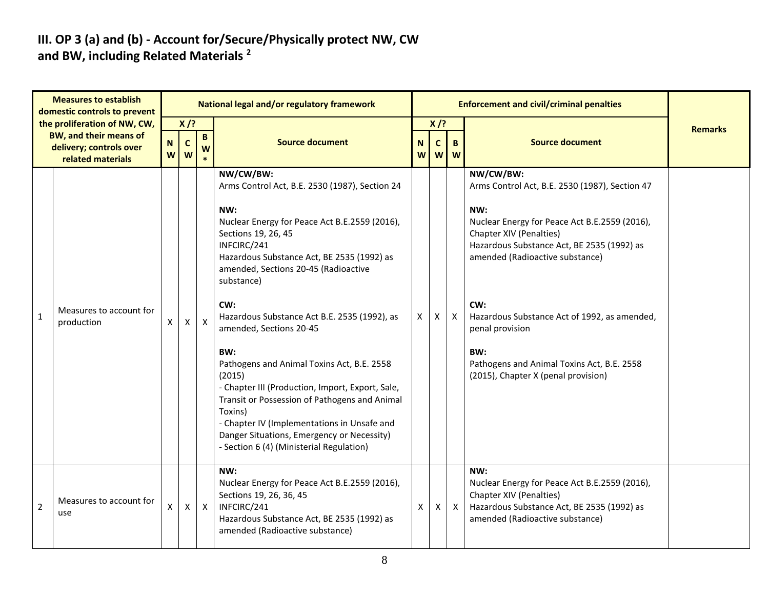### III. OP 3 (a) and (b) - Account for/Secure/Physically protect NW, CW and BW, including Related Materials [2]

| | Measures to establish domestic controls to prevent the proliferation of NW, CW, BW, and their means of delivery; controls over related materials | National legal and/or regulatory framework | | | | Enforcement and civil/criminal penalties | | | | Remarks |
|---|---|---|---|---|---|---|---|---|---|---|
| | | X /? | | | Source document | X /? | | | Source document | |
| | | NW | CW | BW* | | NW | CW | BW | | |
| 1 | Measures to account for production | X | X | X | **NW/CW/BW:**<br>Arms Control Act, B.E. 2530 (1987), Section 24<br><br>**NW:**<br>Nuclear Energy for Peace Act B.E.2559 (2016), Sections 19, 26, 45<br>INFCIRC/241<br>Hazardous Substance Act, BE 2535 (1992) as amended, Sections 20-45 (Radioactive substance)<br><br>**CW:**<br>Hazardous Substance Act B.E. 2535 (1992), as amended, Sections 20-45<br><br>**BW:**<br>Pathogens and Animal Toxins Act, B.E. 2558 (2015)<br>- Chapter III (Production, Import, Export, Sale, Transit or Possession of Pathogens and Animal Toxins)<br>- Chapter IV (Implementations in Unsafe and Danger Situations, Emergency or Necessity)<br>- Section 6 (4) (Ministerial Regulation) | X | X | X | **NW/CW/BW:**<br>Arms Control Act, B.E. 2530 (1987), Section 47<br><br>**NW:**<br>Nuclear Energy for Peace Act B.E.2559 (2016), Chapter XIV (Penalties)<br>Hazardous Substance Act, BE 2535 (1992) as amended (Radioactive substance)<br><br>**CW:**<br>Hazardous Substance Act of 1992, as amended, penal provision<br><br>**BW:**<br>Pathogens and Animal Toxins Act, B.E. 2558 (2015), Chapter X (penal provision) | |
| 2 | Measures to account for use | X | X | X | **NW:**<br>Nuclear Energy for Peace Act B.E.2559 (2016), Sections 19, 26, 36, 45<br>INFCIRC/241<br>Hazardous Substance Act, BE 2535 (1992) as amended (Radioactive substance) | X | X | X | **NW:**<br>Nuclear Energy for Peace Act B.E.2559 (2016), Chapter XIV (Penalties)<br>Hazardous Substance Act, BE 2535 (1992) as amended (Radioactive substance) | |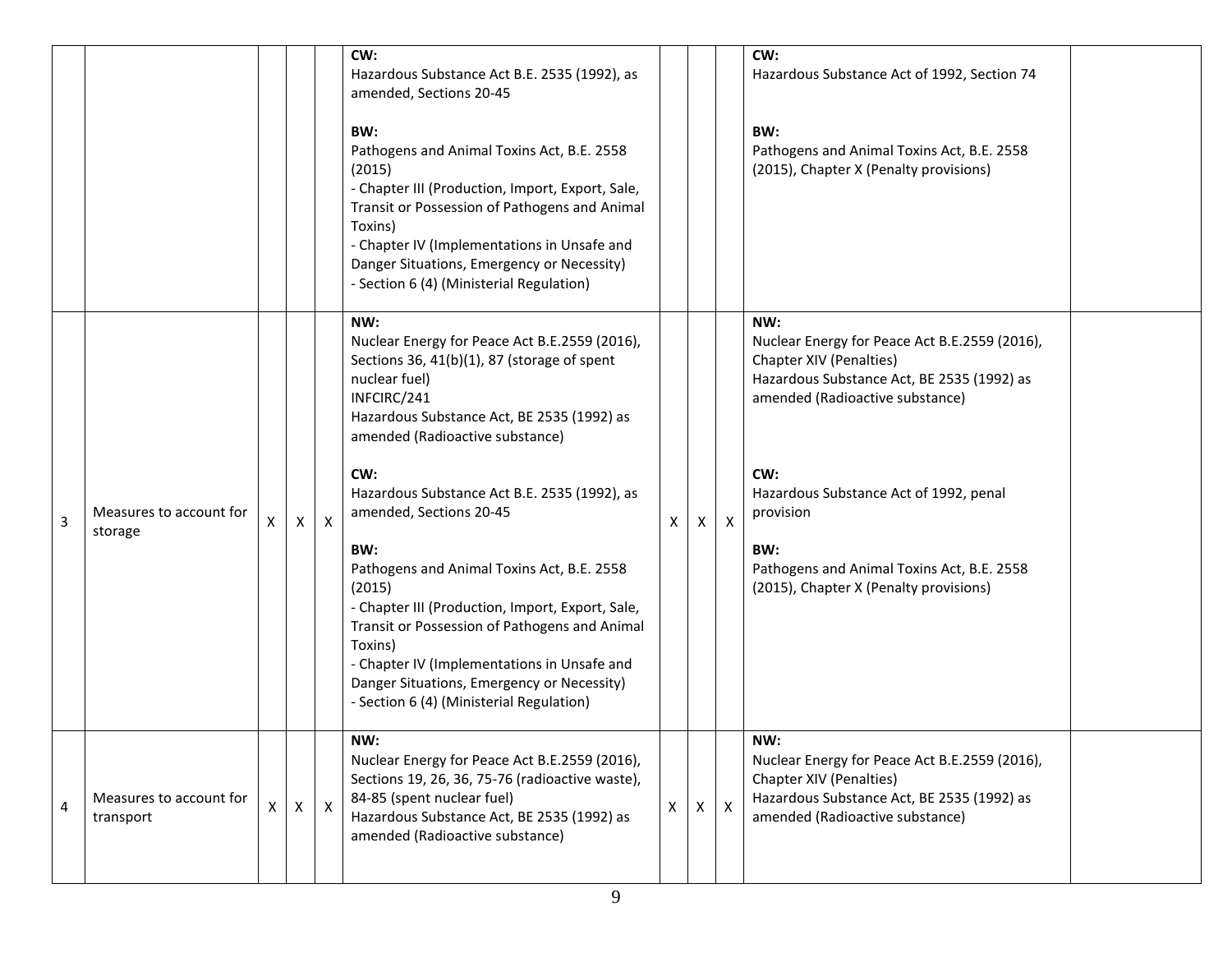| | | | | | | | | | | |
|---|---|---|---|---|---|---|---|---|---|---|
| | | | | | **CW:**<br>Hazardous Substance Act B.E. 2535 (1992), as amended, Sections 20-45<br><br>**BW:**<br>Pathogens and Animal Toxins Act, B.E. 2558 (2015)<br>- Chapter III (Production, Import, Export, Sale, Transit or Possession of Pathogens and Animal Toxins)<br>- Chapter IV (Implementations in Unsafe and Danger Situations, Emergency or Necessity)<br>- Section 6 (4) (Ministerial Regulation) | | | | **CW:**<br>Hazardous Substance Act of 1992, Section 74<br><br>**BW:**<br>Pathogens and Animal Toxins Act, B.E. 2558 (2015), Chapter X (Penalty provisions) | |
| 3 | Measures to account for storage | X | X | X | **NW:**<br>Nuclear Energy for Peace Act B.E.2559 (2016), Sections 36, 41(b)(1), 87 (storage of spent nuclear fuel)<br>INFCIRC/241<br>Hazardous Substance Act, BE 2535 (1992) as amended (Radioactive substance)<br><br>**CW:**<br>Hazardous Substance Act B.E. 2535 (1992), as amended, Sections 20-45<br><br>**BW:**<br>Pathogens and Animal Toxins Act, B.E. 2558 (2015)<br>- Chapter III (Production, Import, Export, Sale, Transit or Possession of Pathogens and Animal Toxins)<br>- Chapter IV (Implementations in Unsafe and Danger Situations, Emergency or Necessity)<br>- Section 6 (4) (Ministerial Regulation) | X | X | X | **NW:**<br>Nuclear Energy for Peace Act B.E.2559 (2016), Chapter XIV (Penalties)<br>Hazardous Substance Act, BE 2535 (1992) as amended (Radioactive substance)<br><br>**CW:**<br>Hazardous Substance Act of 1992, penal provision<br><br>**BW:**<br>Pathogens and Animal Toxins Act, B.E. 2558 (2015), Chapter X (Penalty provisions) | |
| 4 | Measures to account for transport | X | X | X | **NW:**<br>Nuclear Energy for Peace Act B.E.2559 (2016), Sections 19, 26, 36, 75-76 (radioactive waste), 84-85 (spent nuclear fuel)<br>Hazardous Substance Act, BE 2535 (1992) as amended (Radioactive substance) | X | X | X | **NW:**<br>Nuclear Energy for Peace Act B.E.2559 (2016), Chapter XIV (Penalties)<br>Hazardous Substance Act, BE 2535 (1992) as amended (Radioactive substance) | |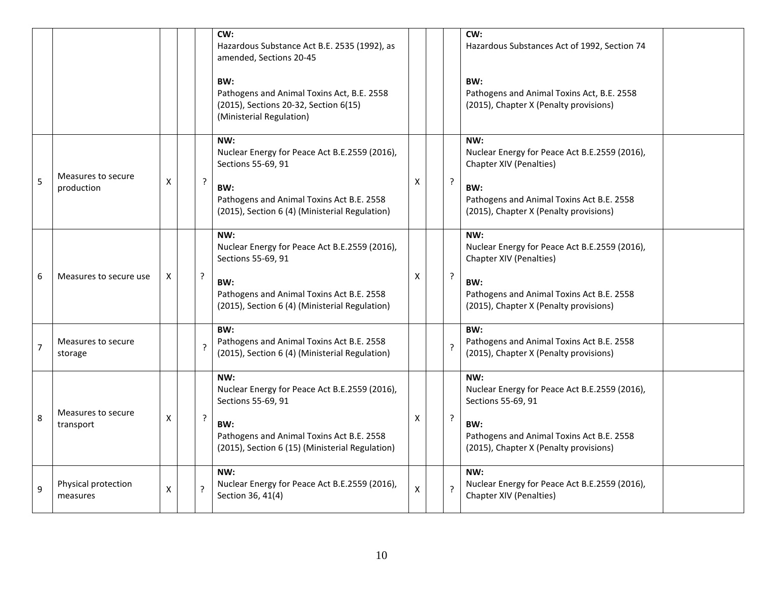| | | | | | | | | | | |
|---|---|---|---|---|---|---|---|---|---|---|
| | | | | | **CW:**<br>Hazardous Substance Act B.E. 2535 (1992), as amended, Sections 20-45<br><br>**BW:**<br>Pathogens and Animal Toxins Act, B.E. 2558 (2015), Sections 20-32, Section 6(15) (Ministerial Regulation) | | | | **CW:**<br>Hazardous Substances Act of 1992, Section 74<br><br>**BW:**<br>Pathogens and Animal Toxins Act, B.E. 2558 (2015), Chapter X (Penalty provisions) | |
| 5 | Measures to secure production | X | | ? | **NW:**<br>Nuclear Energy for Peace Act B.E.2559 (2016), Sections 55-69, 91<br><br>**BW:**<br>Pathogens and Animal Toxins Act B.E. 2558 (2015), Section 6 (4) (Ministerial Regulation) | X | | ? | **NW:**<br>Nuclear Energy for Peace Act B.E.2559 (2016), Chapter XIV (Penalties)<br><br>**BW:**<br>Pathogens and Animal Toxins Act B.E. 2558 (2015), Chapter X (Penalty provisions) | |
| 6 | Measures to secure use | X | | ? | **NW:**<br>Nuclear Energy for Peace Act B.E.2559 (2016), Sections 55-69, 91<br><br>**BW:**<br>Pathogens and Animal Toxins Act B.E. 2558 (2015), Section 6 (4) (Ministerial Regulation) | X | | ? | **NW:**<br>Nuclear Energy for Peace Act B.E.2559 (2016), Chapter XIV (Penalties)<br><br>**BW:**<br>Pathogens and Animal Toxins Act B.E. 2558 (2015), Chapter X (Penalty provisions) | |
| 7 | Measures to secure storage | | | ? | **BW:**<br>Pathogens and Animal Toxins Act B.E. 2558 (2015), Section 6 (4) (Ministerial Regulation) | | | ? | **BW:**<br>Pathogens and Animal Toxins Act B.E. 2558 (2015), Chapter X (Penalty provisions) | |
| 8 | Measures to secure transport | X | | ? | **NW:**<br>Nuclear Energy for Peace Act B.E.2559 (2016), Sections 55-69, 91<br><br>**BW:**<br>Pathogens and Animal Toxins Act B.E. 2558 (2015), Section 6 (15) (Ministerial Regulation) | X | | ? | **NW:**<br>Nuclear Energy for Peace Act B.E.2559 (2016), Sections 55-69, 91<br><br>**BW:**<br>Pathogens and Animal Toxins Act B.E. 2558 (2015), Chapter X (Penalty provisions) | |
| 9 | Physical protection measures | X | | ? | **NW:**<br>Nuclear Energy for Peace Act B.E.2559 (2016), Section 36, 41(4) | X | | ? | **NW:**<br>Nuclear Energy for Peace Act B.E.2559 (2016), Chapter XIV (Penalties) | |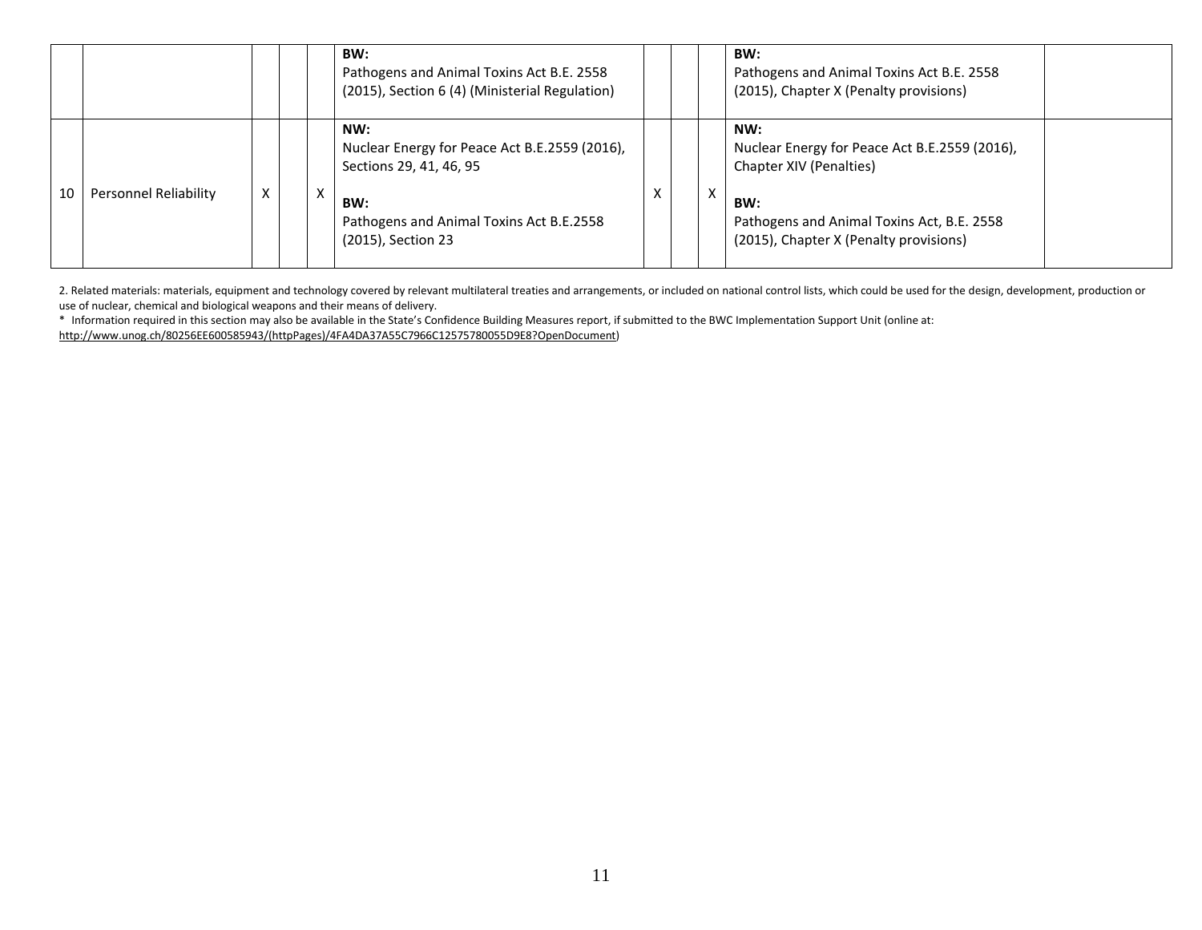| | | | | | | | | | | |
|---|---|---|---|---|---|---|---|---|---|---|
| | | | | | **BW:** Pathogens and Animal Toxins Act B.E. 2558 (2015), Section 6 (4) (Ministerial Regulation) | | | | **BW:** Pathogens and Animal Toxins Act B.E. 2558 (2015), Chapter X (Penalty provisions) | |
| 10 | Personnel Reliability | X | | X | **NW:** Nuclear Energy for Peace Act B.E.2559 (2016), Sections 29, 41, 46, 95<br><br>**BW:** Pathogens and Animal Toxins Act B.E.2558 (2015), Section 23 | X | | X | **NW:** Nuclear Energy for Peace Act B.E.2559 (2016), Chapter XIV (Penalties)<br><br>**BW:** Pathogens and Animal Toxins Act, B.E. 2558 (2015), Chapter X (Penalty provisions) | |

2. Related materials: materials, equipment and technology covered by relevant multilateral treaties and arrangements, or included on national control lists, which could be used for the design, development, production or use of nuclear, chemical and biological weapons and their means of delivery.

* Information required in this section may also be available in the State's Confidence Building Measures report, if submitted to the BWC Implementation Support Unit (online at: http://www.unog.ch/80256EE600585943/(httpPages)/4FA4DA37A55C7966C12575780055D9E8?OpenDocument)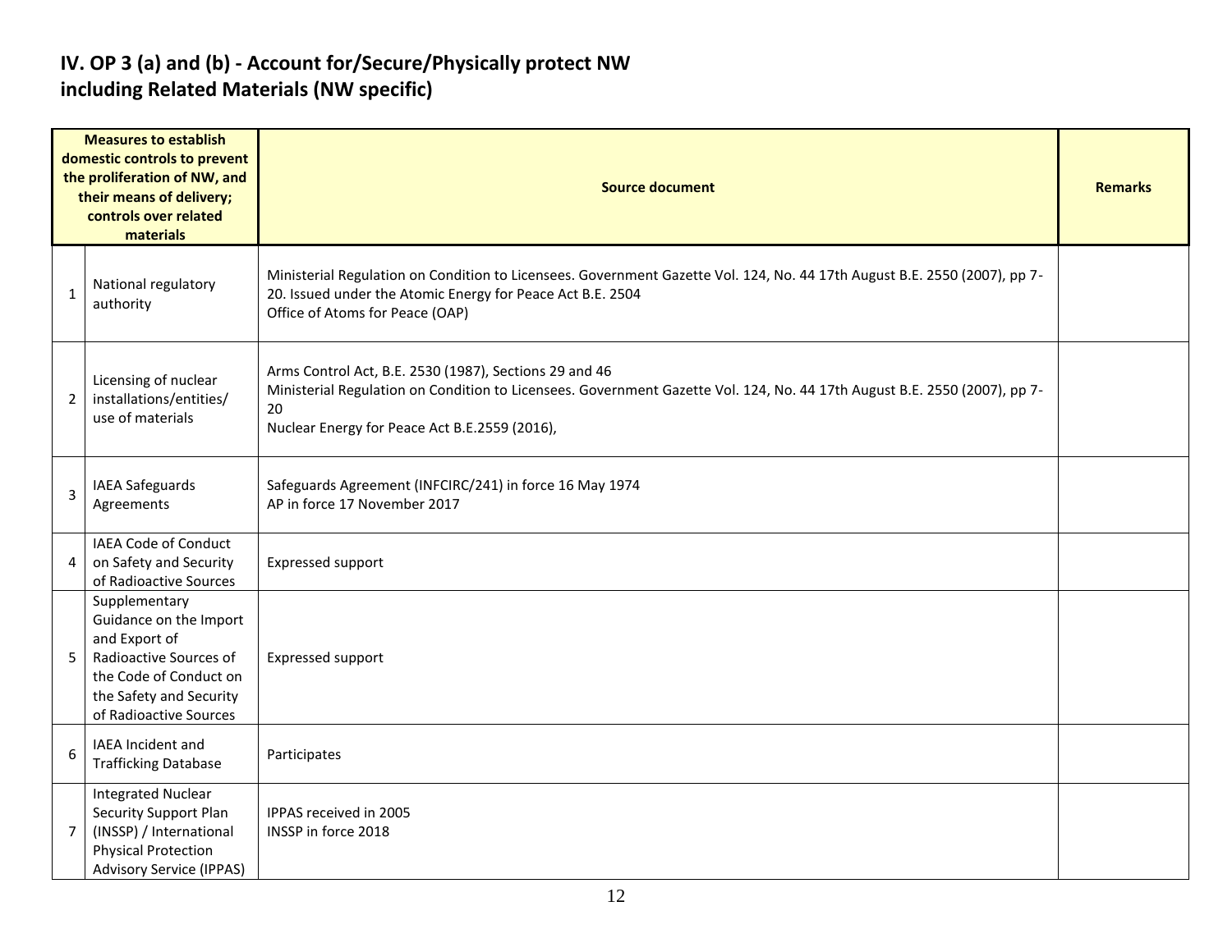## IV. OP 3 (a) and (b) - Account for/Secure/Physically protect NW including Related Materials (NW specific)

| | Measures to establish domestic controls to prevent the proliferation of NW, and their means of delivery; controls over related materials | Source document | Remarks |
|---|---|---|---|
| 1 | National regulatory authority | Ministerial Regulation on Condition to Licensees. Government Gazette Vol. 124, No. 44 17th August B.E. 2550 (2007), pp 7-20. Issued under the Atomic Energy for Peace Act B.E. 2504<br>Office of Atoms for Peace (OAP) | |
| 2 | Licensing of nuclear installations/entities/ use of materials | Arms Control Act, B.E. 2530 (1987), Sections 29 and 46<br>Ministerial Regulation on Condition to Licensees. Government Gazette Vol. 124, No. 44 17th August B.E. 2550 (2007), pp 7-20<br>Nuclear Energy for Peace Act B.E.2559 (2016), | |
| 3 | IAEA Safeguards Agreements | Safeguards Agreement (INFCIRC/241) in force 16 May 1974<br>AP in force 17 November 2017 | |
| 4 | IAEA Code of Conduct on Safety and Security of Radioactive Sources | Expressed support | |
| 5 | Supplementary Guidance on the Import and Export of Radioactive Sources of the Code of Conduct on the Safety and Security of Radioactive Sources | Expressed support | |
| 6 | IAEA Incident and Trafficking Database | Participates | |
| 7 | Integrated Nuclear Security Support Plan (INSSP) / International Physical Protection Advisory Service (IPPAS) | IPPAS received in 2005<br>INSSP in force 2018 | |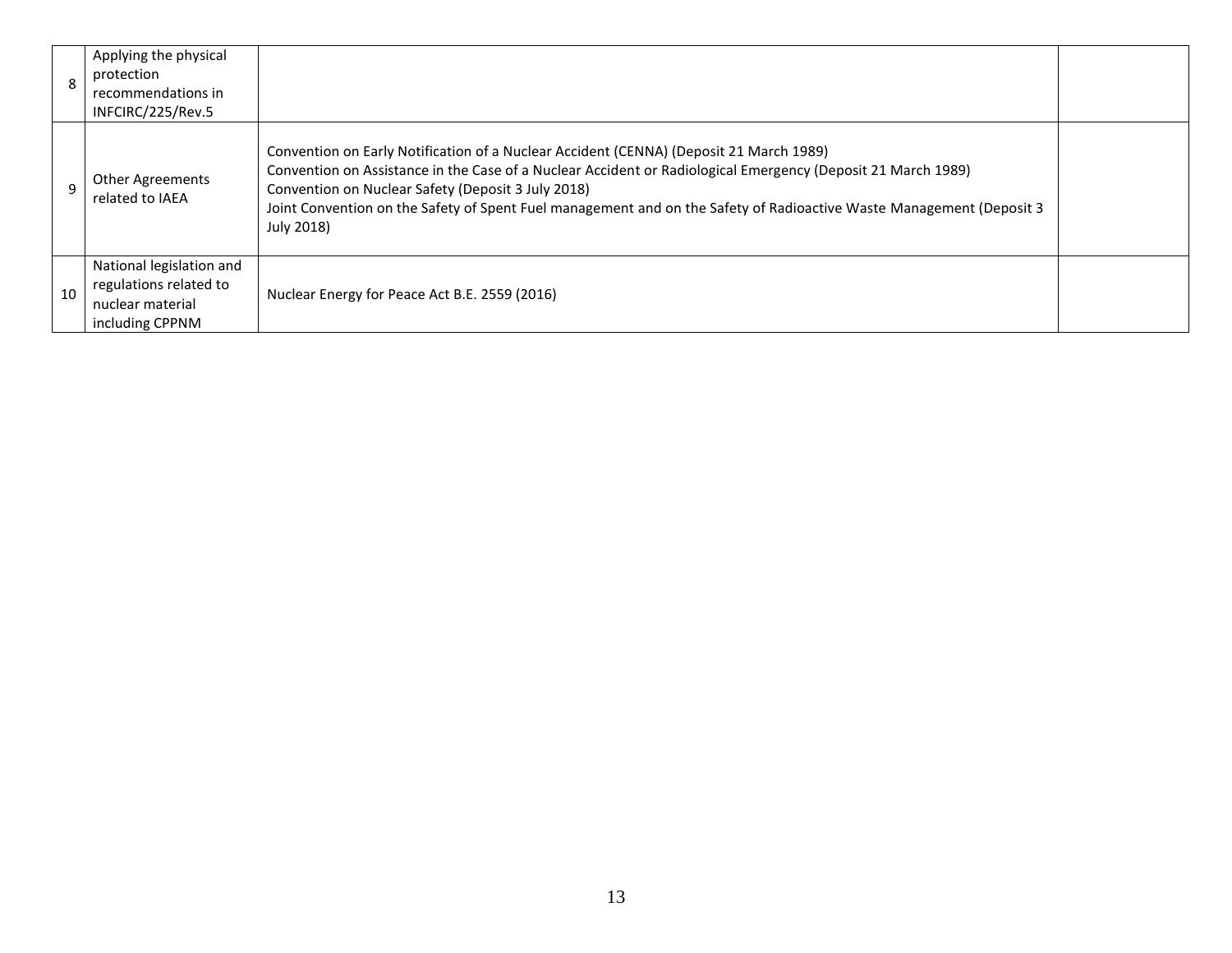| | | | |
|---|---|---|---|
| 8 | Applying the physical protection recommendations in INFCIRC/225/Rev.5 | | |
| 9 | Other Agreements related to IAEA | Convention on Early Notification of a Nuclear Accident (CENNA) (Deposit 21 March 1989)<br>Convention on Assistance in the Case of a Nuclear Accident or Radiological Emergency (Deposit 21 March 1989)<br>Convention on Nuclear Safety (Deposit 3 July 2018)<br>Joint Convention on the Safety of Spent Fuel management and on the Safety of Radioactive Waste Management (Deposit 3 July 2018) | |
| 10 | National legislation and regulations related to nuclear material including CPPNM | Nuclear Energy for Peace Act B.E. 2559 (2016) | |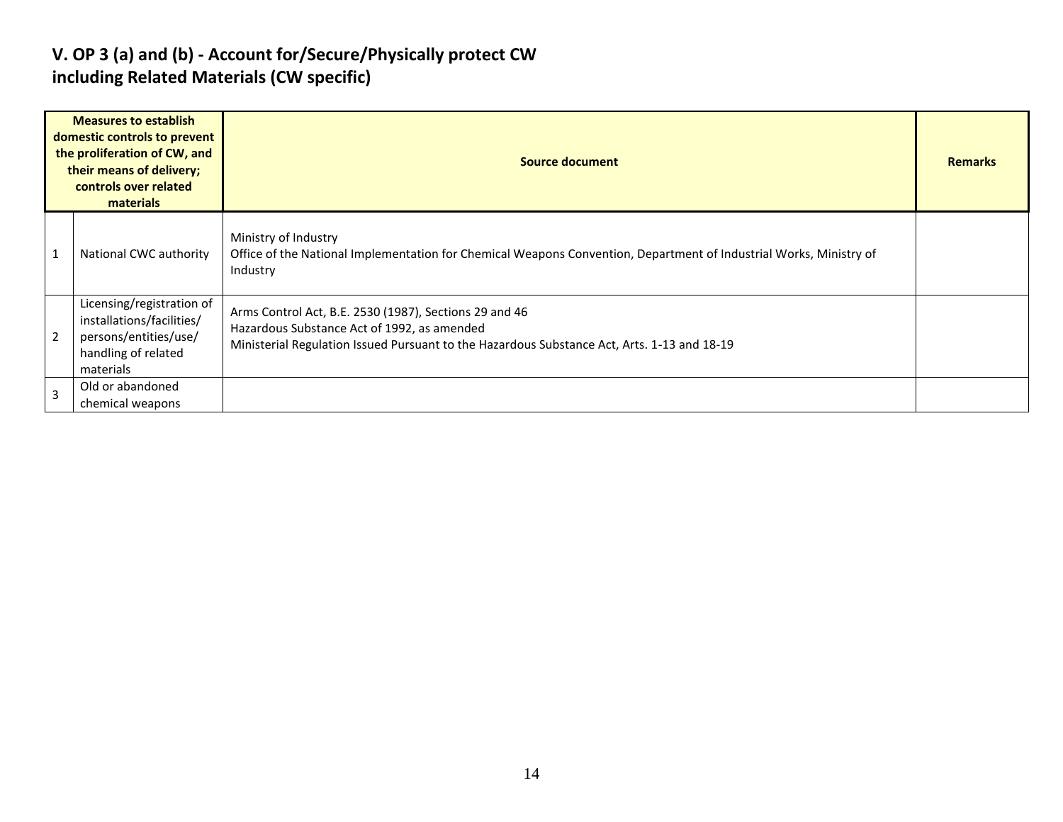## V. OP 3 (a) and (b) - Account for/Secure/Physically protect CW including Related Materials (CW specific)

| Measures to establish domestic controls to prevent the proliferation of CW, and their means of delivery; controls over related materials | | Source document | Remarks |
|---|---|---|---|
| 1 | National CWC authority | Ministry of Industry<br>Office of the National Implementation for Chemical Weapons Convention, Department of Industrial Works, Ministry of Industry | |
| 2 | Licensing/registration of installations/facilities/ persons/entities/use/ handling of related materials | Arms Control Act, B.E. 2530 (1987), Sections 29 and 46<br>Hazardous Substance Act of 1992, as amended<br>Ministerial Regulation Issued Pursuant to the Hazardous Substance Act, Arts. 1-13 and 18-19 | |
| 3 | Old or abandoned chemical weapons | | |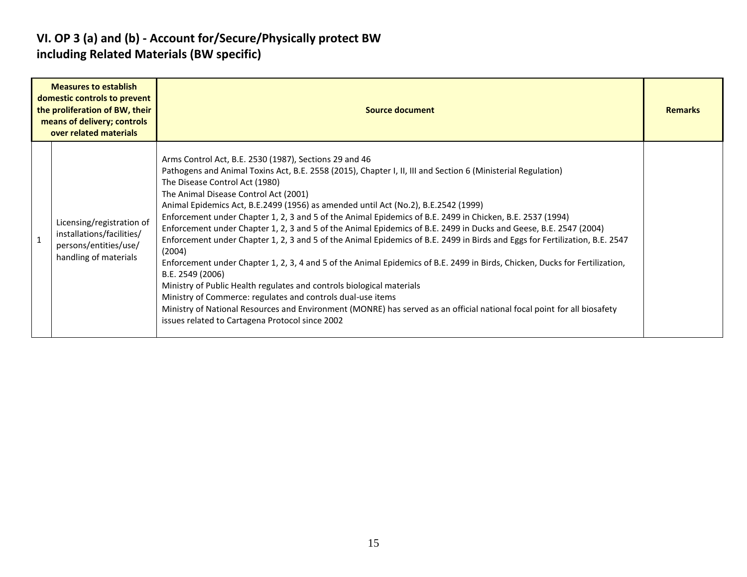## VI. OP 3 (a) and (b) - Account for/Secure/Physically protect BW including Related Materials (BW specific)

| Measures to establish domestic controls to prevent the proliferation of BW, their means of delivery; controls over related materials | | Source document | Remarks |
|---|---|---|---|
| 1 | Licensing/registration of installations/facilities/ persons/entities/use/ handling of materials | Arms Control Act, B.E. 2530 (1987), Sections 29 and 46<br>Pathogens and Animal Toxins Act, B.E. 2558 (2015), Chapter I, II, III and Section 6 (Ministerial Regulation)<br>The Disease Control Act (1980)<br>The Animal Disease Control Act (2001)<br>Animal Epidemics Act, B.E.2499 (1956) as amended until Act (No.2), B.E.2542 (1999)<br>Enforcement under Chapter 1, 2, 3 and 5 of the Animal Epidemics of B.E. 2499 in Chicken, B.E. 2537 (1994)<br>Enforcement under Chapter 1, 2, 3 and 5 of the Animal Epidemics of B.E. 2499 in Ducks and Geese, B.E. 2547 (2004)<br>Enforcement under Chapter 1, 2, 3 and 5 of the Animal Epidemics of B.E. 2499 in Birds and Eggs for Fertilization, B.E. 2547 (2004)<br>Enforcement under Chapter 1, 2, 3, 4 and 5 of the Animal Epidemics of B.E. 2499 in Birds, Chicken, Ducks for Fertilization, B.E. 2549 (2006)<br>Ministry of Public Health regulates and controls biological materials<br>Ministry of Commerce: regulates and controls dual-use items<br>Ministry of National Resources and Environment (MONRE) has served as an official national focal point for all biosafety issues related to Cartagena Protocol since 2002 | |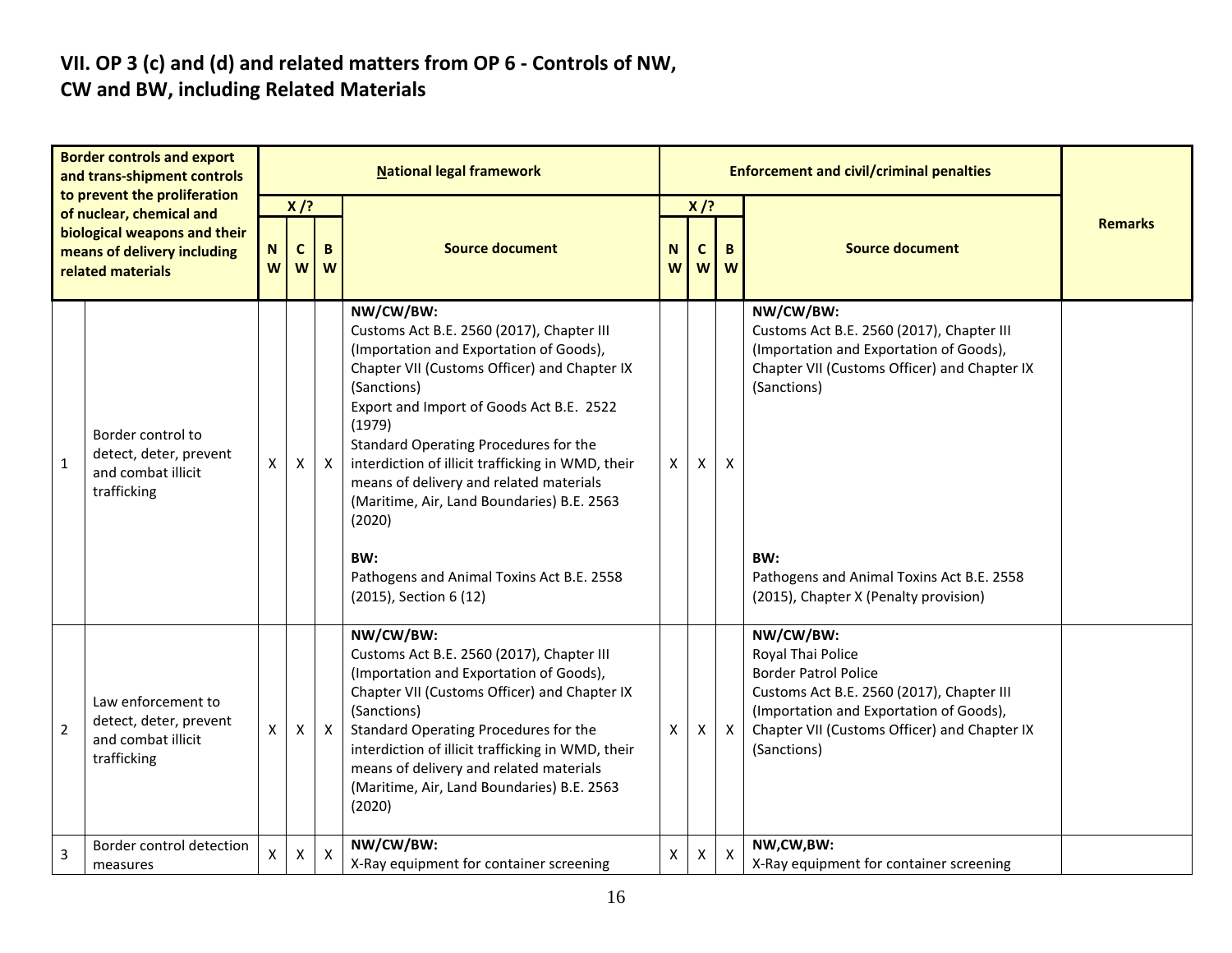## VII. OP 3 (c) and (d) and related matters from OP 6 - Controls of NW, CW and BW, including Related Materials

| | Border controls and export and trans-shipment controls to prevent the proliferation of nuclear, chemical and biological weapons and their means of delivery including related materials | National legal framework | | | | Enforcement and civil/criminal penalties | | | | Remarks |
|---|---|---|---|---|---|---|---|---|---|---|
| | | X /? | | | Source document | X /? | | | Source document | |
| | | NW | CW | BW | | NW | CW | BW | | |
| 1 | Border control to detect, deter, prevent and combat illicit trafficking | X | X | X | **NW/CW/BW:**<br>Customs Act B.E. 2560 (2017), Chapter III (Importation and Exportation of Goods), Chapter VII (Customs Officer) and Chapter IX (Sanctions)<br>Export and Import of Goods Act B.E. 2522 (1979)<br>Standard Operating Procedures for the interdiction of illicit trafficking in WMD, their means of delivery and related materials (Maritime, Air, Land Boundaries) B.E. 2563 (2020)<br><br>**BW:**<br>Pathogens and Animal Toxins Act B.E. 2558 (2015), Section 6 (12) | X | X | X | **NW/CW/BW:**<br>Customs Act B.E. 2560 (2017), Chapter III (Importation and Exportation of Goods), Chapter VII (Customs Officer) and Chapter IX (Sanctions)<br><br>**BW:**<br>Pathogens and Animal Toxins Act B.E. 2558 (2015), Chapter X (Penalty provision) | |
| 2 | Law enforcement to detect, deter, prevent and combat illicit trafficking | X | X | X | **NW/CW/BW:**<br>Customs Act B.E. 2560 (2017), Chapter III (Importation and Exportation of Goods), Chapter VII (Customs Officer) and Chapter IX (Sanctions)<br>Standard Operating Procedures for the interdiction of illicit trafficking in WMD, their means of delivery and related materials (Maritime, Air, Land Boundaries) B.E. 2563 (2020) | X | X | X | **NW/CW/BW:**<br>Royal Thai Police<br>Border Patrol Police<br>Customs Act B.E. 2560 (2017), Chapter III (Importation and Exportation of Goods), Chapter VII (Customs Officer) and Chapter IX (Sanctions) | |
| 3 | Border control detection measures | X | X | X | **NW/CW/BW:**<br>X-Ray equipment for container screening | X | X | X | **NW,CW,BW:**<br>X-Ray equipment for container screening | |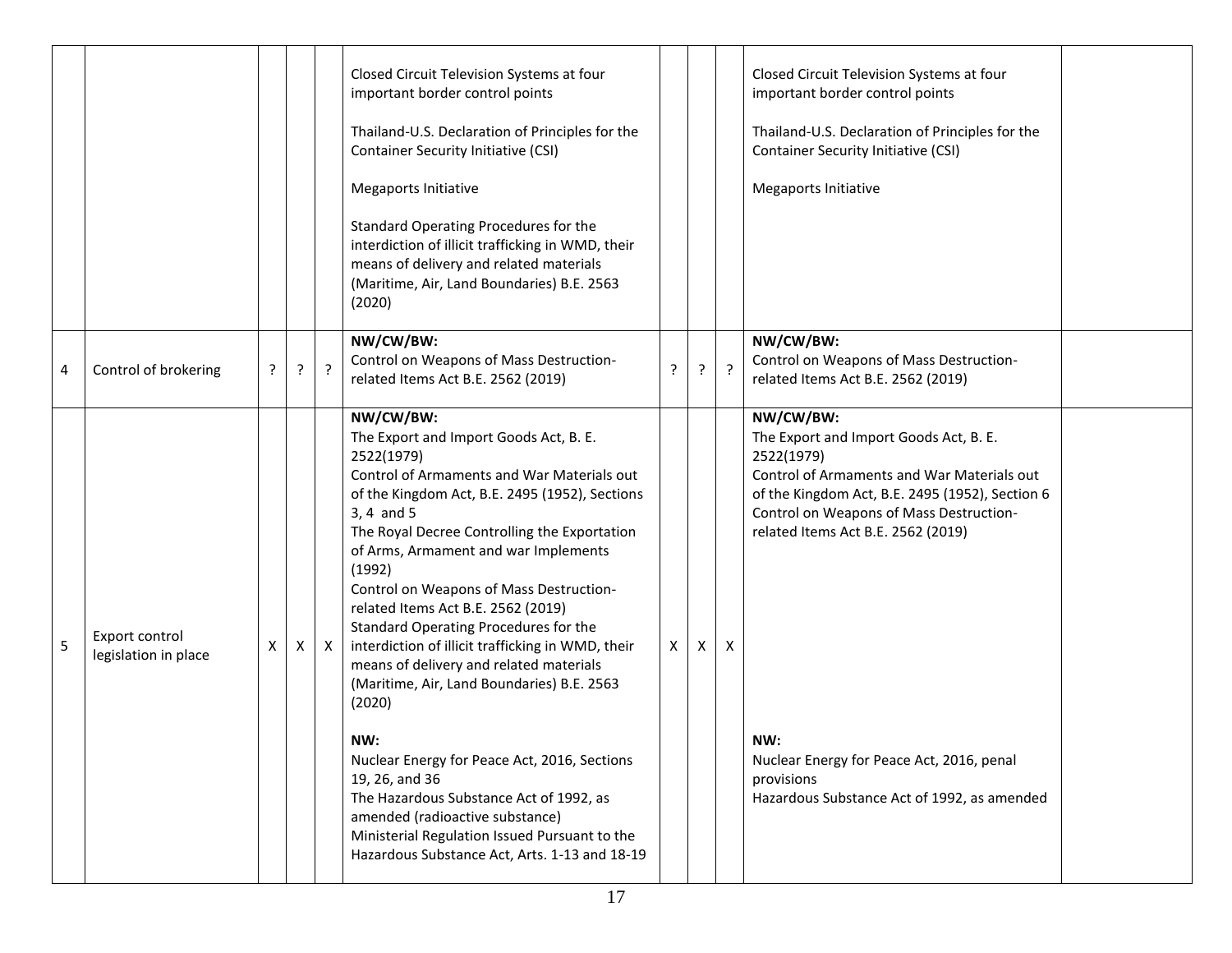| | | | | | | | | | | |
|---|---|---|---|---|---|---|---|---|---|---|
| | | | | | Closed Circuit Television Systems at four important border control points<br><br>Thailand-U.S. Declaration of Principles for the Container Security Initiative (CSI)<br><br>Megaports Initiative<br><br>Standard Operating Procedures for the interdiction of illicit trafficking in WMD, their means of delivery and related materials (Maritime, Air, Land Boundaries) B.E. 2563 (2020) | | | | Closed Circuit Television Systems at four important border control points<br><br>Thailand-U.S. Declaration of Principles for the Container Security Initiative (CSI)<br><br>Megaports Initiative | |
| 4 | Control of brokering | ? | ? | ? | **NW/CW/BW:**<br>Control on Weapons of Mass Destruction-related Items Act B.E. 2562 (2019) | ? | ? | ? | **NW/CW/BW:**<br>Control on Weapons of Mass Destruction-related Items Act B.E. 2562 (2019) | |
| 5 | Export control legislation in place | X | X | X | **NW/CW/BW:**<br>The Export and Import Goods Act, B. E. 2522(1979)<br>Control of Armaments and War Materials out of the Kingdom Act, B.E. 2495 (1952), Sections 3, 4 and 5<br>The Royal Decree Controlling the Exportation of Arms, Armament and war Implements (1992)<br>Control on Weapons of Mass Destruction-related Items Act B.E. 2562 (2019)<br>Standard Operating Procedures for the interdiction of illicit trafficking in WMD, their means of delivery and related materials (Maritime, Air, Land Boundaries) B.E. 2563 (2020)<br><br>**NW:**<br>Nuclear Energy for Peace Act, 2016, Sections 19, 26, and 36<br>The Hazardous Substance Act of 1992, as amended (radioactive substance)<br>Ministerial Regulation Issued Pursuant to the Hazardous Substance Act, Arts. 1-13 and 18-19 | X | X | X | **NW/CW/BW:**<br>The Export and Import Goods Act, B. E. 2522(1979)<br>Control of Armaments and War Materials out of the Kingdom Act, B.E. 2495 (1952), Section 6<br>Control on Weapons of Mass Destruction-related Items Act B.E. 2562 (2019)<br><br>**NW:**<br>Nuclear Energy for Peace Act, 2016, penal provisions<br>Hazardous Substance Act of 1992, as amended | |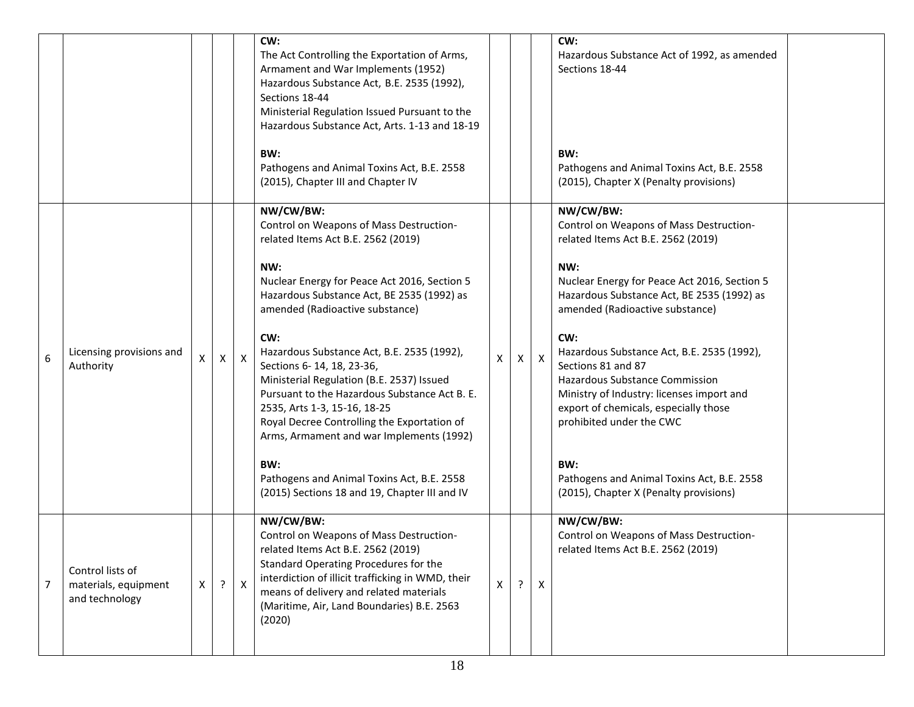| | | | | | | | | | | |
|---|---|---|---|---|---|---|---|---|---|---|
| | | | | | **CW:**<br>The Act Controlling the Exportation of Arms, Armament and War Implements (1952)<br>Hazardous Substance Act, B.E. 2535 (1992), Sections 18-44<br>Ministerial Regulation Issued Pursuant to the Hazardous Substance Act, Arts. 1-13 and 18-19<br><br>**BW:**<br>Pathogens and Animal Toxins Act, B.E. 2558 (2015), Chapter III and Chapter IV | | | | **CW:**<br>Hazardous Substance Act of 1992, as amended Sections 18-44<br><br>**BW:**<br>Pathogens and Animal Toxins Act, B.E. 2558 (2015), Chapter X (Penalty provisions) | |
| 6 | Licensing provisions and Authority | X | X | X | **NW/CW/BW:**<br>Control on Weapons of Mass Destruction-related Items Act B.E. 2562 (2019)<br><br>**NW:**<br>Nuclear Energy for Peace Act 2016, Section 5<br>Hazardous Substance Act, BE 2535 (1992) as amended (Radioactive substance)<br><br>**CW:**<br>Hazardous Substance Act, B.E. 2535 (1992), Sections 6- 14, 18, 23-36,<br>Ministerial Regulation (B.E. 2537) Issued Pursuant to the Hazardous Substance Act B. E. 2535, Arts 1-3, 15-16, 18-25<br>Royal Decree Controlling the Exportation of Arms, Armament and war Implements (1992)<br><br>**BW:**<br>Pathogens and Animal Toxins Act, B.E. 2558 (2015) Sections 18 and 19, Chapter III and IV | X | X | X | **NW/CW/BW:**<br>Control on Weapons of Mass Destruction-related Items Act B.E. 2562 (2019)<br><br>**NW:**<br>Nuclear Energy for Peace Act 2016, Section 5<br>Hazardous Substance Act, BE 2535 (1992) as amended (Radioactive substance)<br><br>**CW:**<br>Hazardous Substance Act, B.E. 2535 (1992), Sections 81 and 87<br>Hazardous Substance Commission<br>Ministry of Industry: licenses import and export of chemicals, especially those prohibited under the CWC<br><br>**BW:**<br>Pathogens and Animal Toxins Act, B.E. 2558 (2015), Chapter X (Penalty provisions) | |
| 7 | Control lists of materials, equipment and technology | X | ? | X | **NW/CW/BW:**<br>Control on Weapons of Mass Destruction-related Items Act B.E. 2562 (2019)<br>Standard Operating Procedures for the interdiction of illicit trafficking in WMD, their means of delivery and related materials (Maritime, Air, Land Boundaries) B.E. 2563 (2020) | X | ? | X | **NW/CW/BW:**<br>Control on Weapons of Mass Destruction-related Items Act B.E. 2562 (2019) | |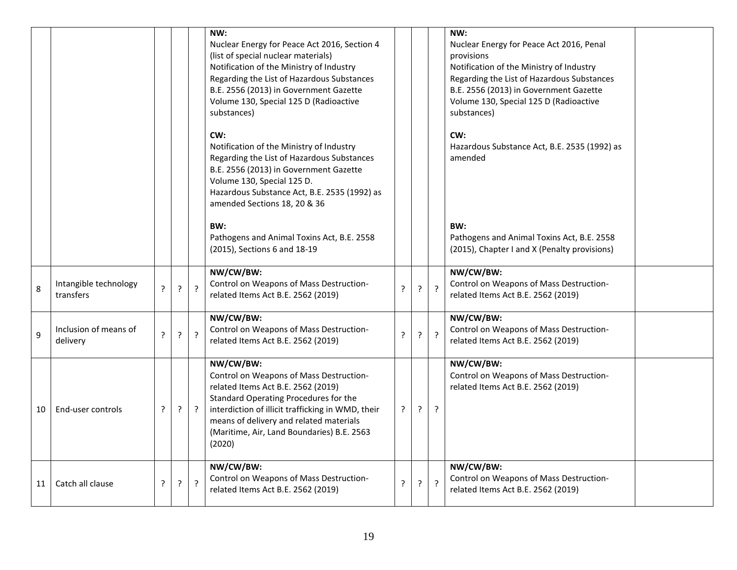| | | | | | | | | | | |
|---|---|---|---|---|---|---|---|---|---|---|
| | | | | | **NW:**<br>Nuclear Energy for Peace Act 2016, Section 4 (list of special nuclear materials)<br>Notification of the Ministry of Industry Regarding the List of Hazardous Substances B.E. 2556 (2013) in Government Gazette Volume 130, Special 125 D (Radioactive substances)<br><br>**CW:**<br>Notification of the Ministry of Industry Regarding the List of Hazardous Substances B.E. 2556 (2013) in Government Gazette Volume 130, Special 125 D.<br>Hazardous Substance Act, B.E. 2535 (1992) as amended Sections 18, 20 & 36<br><br>**BW:**<br>Pathogens and Animal Toxins Act, B.E. 2558 (2015), Sections 6 and 18-19 | | | | **NW:**<br>Nuclear Energy for Peace Act 2016, Penal provisions<br>Notification of the Ministry of Industry Regarding the List of Hazardous Substances B.E. 2556 (2013) in Government Gazette Volume 130, Special 125 D (Radioactive substances)<br><br>**CW:**<br>Hazardous Substance Act, B.E. 2535 (1992) as amended<br><br>**BW:**<br>Pathogens and Animal Toxins Act, B.E. 2558 (2015), Chapter I and X (Penalty provisions) | |
| 8 | Intangible technology transfers | ? | ? | ? | **NW/CW/BW:**<br>Control on Weapons of Mass Destruction-related Items Act B.E. 2562 (2019) | ? | ? | ? | **NW/CW/BW:**<br>Control on Weapons of Mass Destruction-related Items Act B.E. 2562 (2019) | |
| 9 | Inclusion of means of delivery | ? | ? | ? | **NW/CW/BW:**<br>Control on Weapons of Mass Destruction-related Items Act B.E. 2562 (2019) | ? | ? | ? | **NW/CW/BW:**<br>Control on Weapons of Mass Destruction-related Items Act B.E. 2562 (2019) | |
| 10 | End-user controls | ? | ? | ? | **NW/CW/BW:**<br>Control on Weapons of Mass Destruction-related Items Act B.E. 2562 (2019)<br>Standard Operating Procedures for the interdiction of illicit trafficking in WMD, their means of delivery and related materials (Maritime, Air, Land Boundaries) B.E. 2563 (2020) | ? | ? | ? | **NW/CW/BW:**<br>Control on Weapons of Mass Destruction-related Items Act B.E. 2562 (2019) | |
| 11 | Catch all clause | ? | ? | ? | **NW/CW/BW:**<br>Control on Weapons of Mass Destruction-related Items Act B.E. 2562 (2019) | ? | ? | ? | **NW/CW/BW:**<br>Control on Weapons of Mass Destruction-related Items Act B.E. 2562 (2019) | |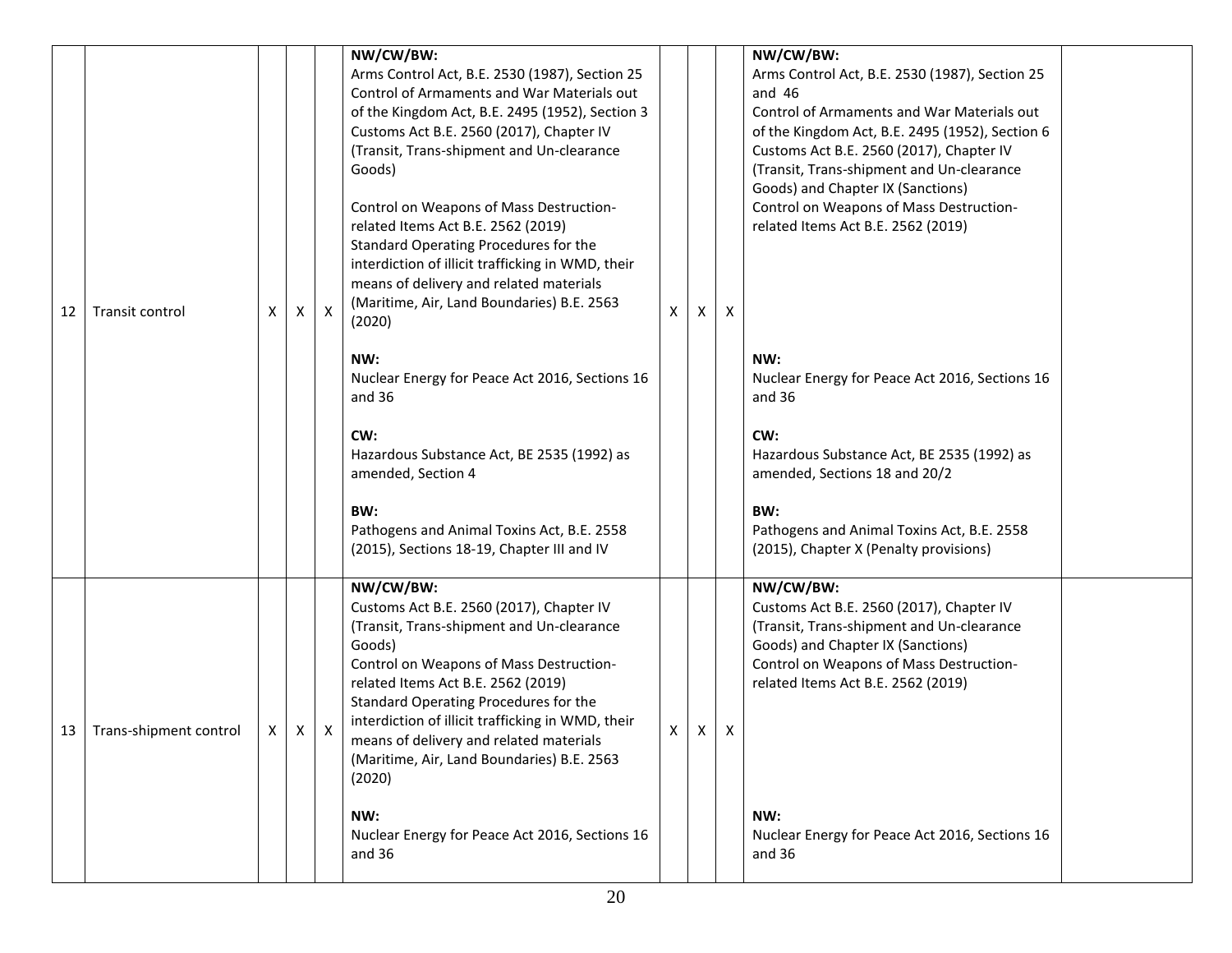| 12 | Transit control | X | X | X | **NW/CW/BW:**<br>Arms Control Act, B.E. 2530 (1987), Section 25<br>Control of Armaments and War Materials out of the Kingdom Act, B.E. 2495 (1952), Section 3<br>Customs Act B.E. 2560 (2017), Chapter IV (Transit, Trans-shipment and Un-clearance Goods)<br><br>Control on Weapons of Mass Destruction-related Items Act B.E. 2562 (2019)<br>Standard Operating Procedures for the interdiction of illicit trafficking in WMD, their means of delivery and related materials (Maritime, Air, Land Boundaries) B.E. 2563 (2020)<br><br>**NW:**<br>Nuclear Energy for Peace Act 2016, Sections 16 and 36<br><br>**CW:**<br>Hazardous Substance Act, BE 2535 (1992) as amended, Section 4<br><br>**BW:**<br>Pathogens and Animal Toxins Act, B.E. 2558 (2015), Sections 18-19, Chapter III and IV | X | X | X | **NW/CW/BW:**<br>Arms Control Act, B.E. 2530 (1987), Section 25 and 46<br>Control of Armaments and War Materials out of the Kingdom Act, B.E. 2495 (1952), Section 6<br>Customs Act B.E. 2560 (2017), Chapter IV (Transit, Trans-shipment and Un-clearance Goods) and Chapter IX (Sanctions)<br>Control on Weapons of Mass Destruction-related Items Act B.E. 2562 (2019)<br><br>**NW:**<br>Nuclear Energy for Peace Act 2016, Sections 16 and 36<br><br>**CW:**<br>Hazardous Substance Act, BE 2535 (1992) as amended, Sections 18 and 20/2<br><br>**BW:**<br>Pathogens and Animal Toxins Act, B.E. 2558 (2015), Chapter X (Penalty provisions) | |
|---|---|---|---|---|---|---|---|---|---|---|
| 13 | Trans-shipment control | X | X | X | **NW/CW/BW:**<br>Customs Act B.E. 2560 (2017), Chapter IV (Transit, Trans-shipment and Un-clearance Goods)<br>Control on Weapons of Mass Destruction-related Items Act B.E. 2562 (2019)<br>Standard Operating Procedures for the interdiction of illicit trafficking in WMD, their means of delivery and related materials (Maritime, Air, Land Boundaries) B.E. 2563 (2020)<br><br>**NW:**<br>Nuclear Energy for Peace Act 2016, Sections 16 and 36 | X | X | X | **NW/CW/BW:**<br>Customs Act B.E. 2560 (2017), Chapter IV (Transit, Trans-shipment and Un-clearance Goods) and Chapter IX (Sanctions)<br>Control on Weapons of Mass Destruction-related Items Act B.E. 2562 (2019)<br><br>**NW:**<br>Nuclear Energy for Peace Act 2016, Sections 16 and 36 | |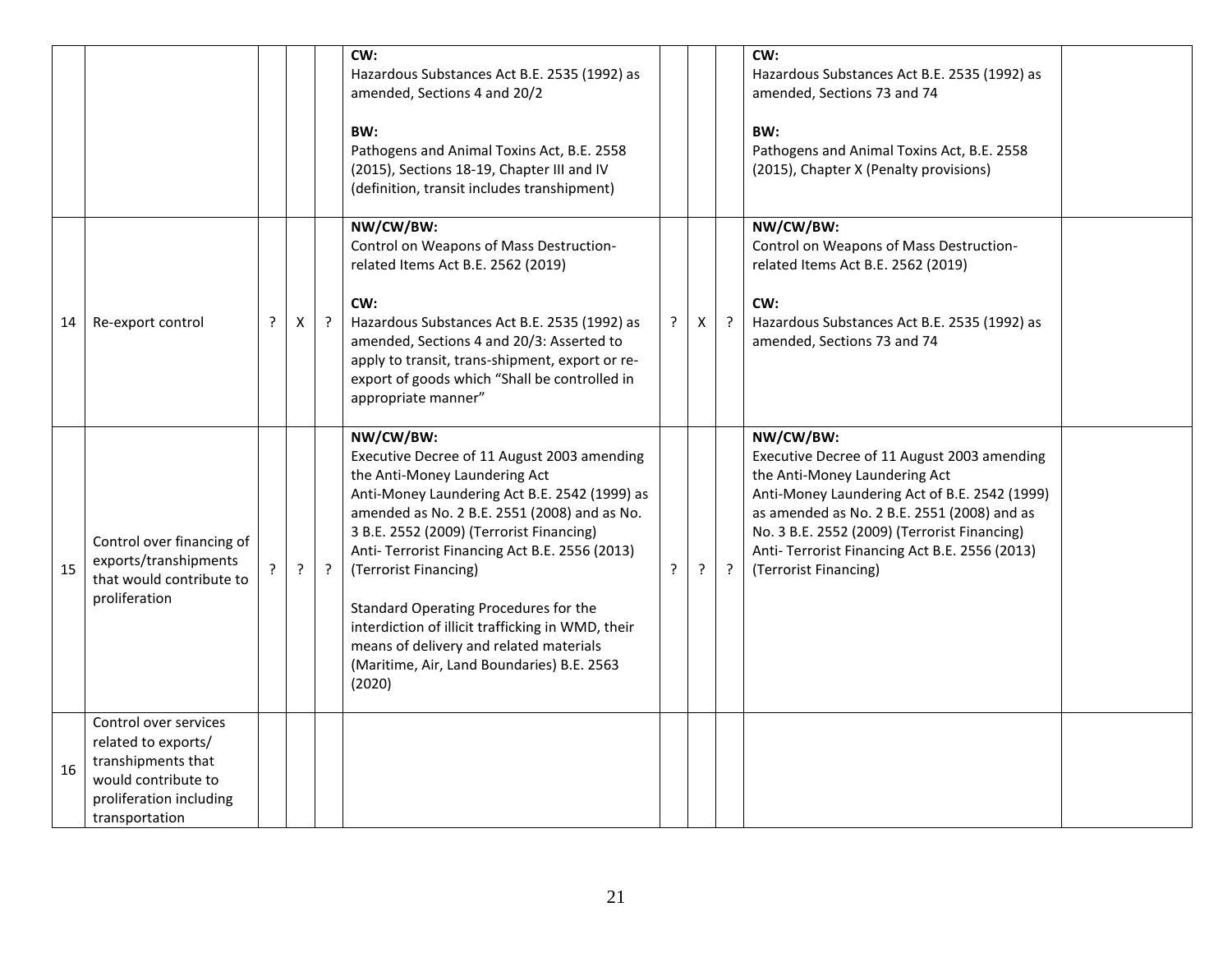| | | | | | | | | | | |
|---|---|---|---|---|---|---|---|---|---|---|
| | | | | | **CW:**<br>Hazardous Substances Act B.E. 2535 (1992) as amended, Sections 4 and 20/2<br><br>**BW:**<br>Pathogens and Animal Toxins Act, B.E. 2558 (2015), Sections 18-19, Chapter III and IV (definition, transit includes transhipment) | | | | **CW:**<br>Hazardous Substances Act B.E. 2535 (1992) as amended, Sections 73 and 74<br><br>**BW:**<br>Pathogens and Animal Toxins Act, B.E. 2558 (2015), Chapter X (Penalty provisions) | |
| 14 | Re-export control | ? | X | ? | **NW/CW/BW:**<br>Control on Weapons of Mass Destruction-related Items Act B.E. 2562 (2019)<br><br>**CW:**<br>Hazardous Substances Act B.E. 2535 (1992) as amended, Sections 4 and 20/3: Asserted to apply to transit, trans-shipment, export or re-export of goods which "Shall be controlled in appropriate manner" | ? | X | ? | **NW/CW/BW:**<br>Control on Weapons of Mass Destruction-related Items Act B.E. 2562 (2019)<br><br>**CW:**<br>Hazardous Substances Act B.E. 2535 (1992) as amended, Sections 73 and 74 | |
| 15 | Control over financing of exports/transhipments that would contribute to proliferation | ? | ? | ? | **NW/CW/BW:**<br>Executive Decree of 11 August 2003 amending the Anti-Money Laundering Act<br>Anti-Money Laundering Act B.E. 2542 (1999) as amended as No. 2 B.E. 2551 (2008) and as No. 3 B.E. 2552 (2009) (Terrorist Financing)<br>Anti- Terrorist Financing Act B.E. 2556 (2013) (Terrorist Financing)<br><br>Standard Operating Procedures for the interdiction of illicit trafficking in WMD, their means of delivery and related materials (Maritime, Air, Land Boundaries) B.E. 2563 (2020) | ? | ? | ? | **NW/CW/BW:**<br>Executive Decree of 11 August 2003 amending the Anti-Money Laundering Act<br>Anti-Money Laundering Act of B.E. 2542 (1999) as amended as No. 2 B.E. 2551 (2008) and as No. 3 B.E. 2552 (2009) (Terrorist Financing)<br>Anti- Terrorist Financing Act B.E. 2556 (2013) (Terrorist Financing) | |
| 16 | Control over services related to exports/ transhipments that would contribute to proliferation including transportation | | | | | | | | | |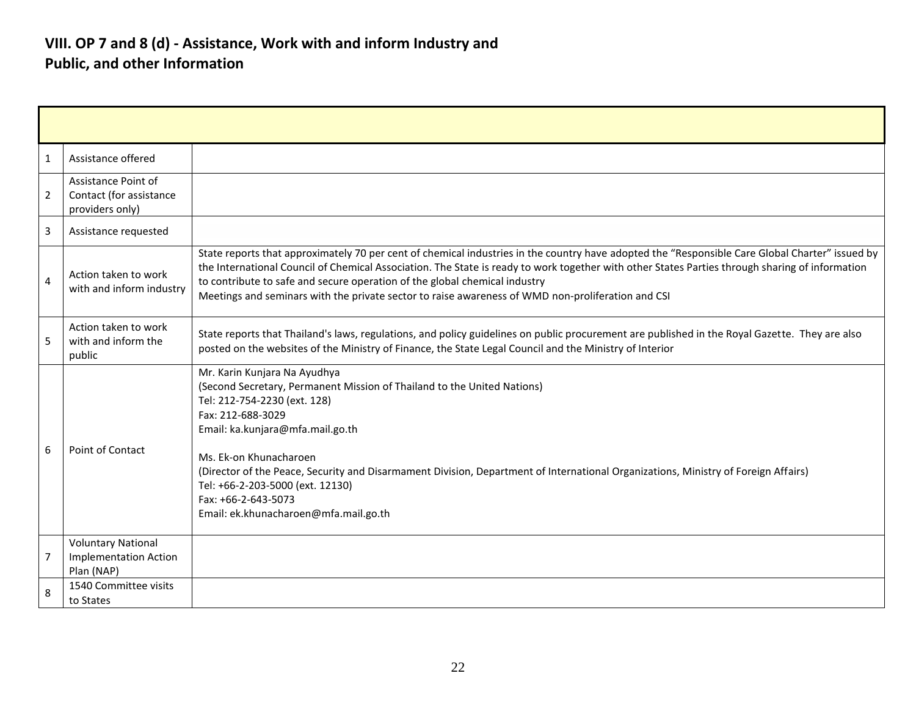## VIII. OP 7 and 8 (d) - Assistance, Work with and inform Industry and Public, and other Information

| | | |
|---|---|---|
| 1 | Assistance offered | |
| 2 | Assistance Point of Contact (for assistance providers only) | |
| 3 | Assistance requested | |
| 4 | Action taken to work with and inform industry | State reports that approximately 70 per cent of chemical industries in the country have adopted the "Responsible Care Global Charter" issued by the International Council of Chemical Association. The State is ready to work together with other States Parties through sharing of information to contribute to safe and secure operation of the global chemical industry<br>Meetings and seminars with the private sector to raise awareness of WMD non-proliferation and CSI |
| 5 | Action taken to work with and inform the public | State reports that Thailand's laws, regulations, and policy guidelines on public procurement are published in the Royal Gazette. They are also posted on the websites of the Ministry of Finance, the State Legal Council and the Ministry of Interior |
| 6 | Point of Contact | Mr. Karin Kunjara Na Ayudhya<br>(Second Secretary, Permanent Mission of Thailand to the United Nations)<br>Tel: 212-754-2230 (ext. 128)<br>Fax: 212-688-3029<br>Email: ka.kunjara@mfa.mail.go.th<br><br>Ms. Ek-on Khunacharoen<br>(Director of the Peace, Security and Disarmament Division, Department of International Organizations, Ministry of Foreign Affairs)<br>Tel: +66-2-203-5000 (ext. 12130)<br>Fax: +66-2-643-5073<br>Email: ek.khunacharoen@mfa.mail.go.th |
| 7 | Voluntary National Implementation Action Plan (NAP) | |
| 8 | 1540 Committee visits to States | |